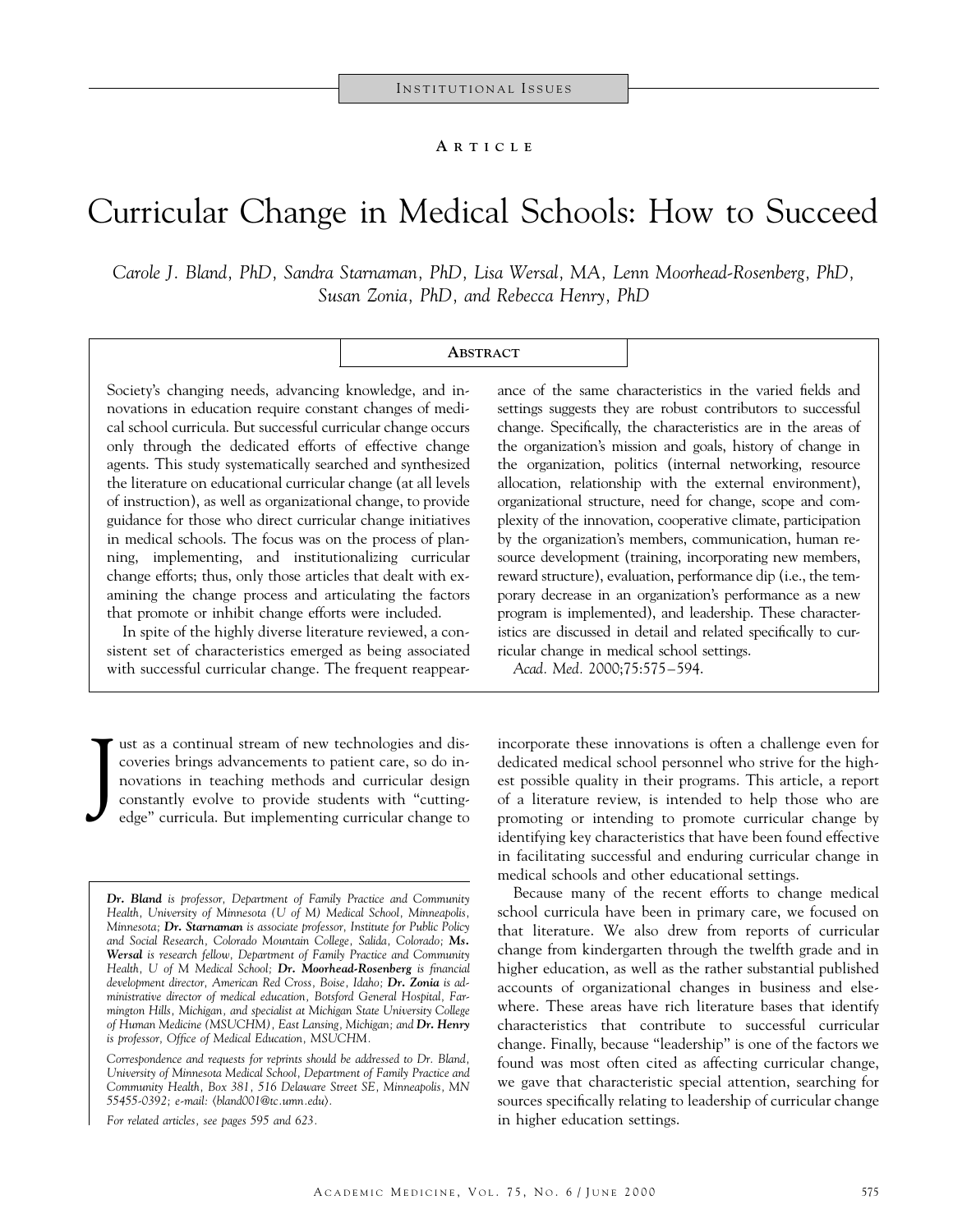INSTITUTIONAL ISSUES

ARTICLE

# Curricular Change in Medical Schools: How to Succeed

*Carole J. Bland, PhD, Sandra Starnaman, PhD, Lisa Wersal, MA, Lenn Moorhead-Rosenberg, PhD, Susan Zonia, PhD, and Rebecca Henry, PhD*

## ABSTRACT

Society's changing needs, advancing knowledge, and innovations in education require constant changes of medical school curricula. But successful curricular change occurs only through the dedicated efforts of effective change agents. This study systematically searched and synthesized the literature on educational curricular change (at all levels of instruction), as well as organizational change, to provide guidance for those who direct curricular change initiatives in medical schools. The focus was on the process of planning, implementing, and institutionalizing curricular change efforts; thus, only those articles that dealt with examining the change process and articulating the factors that promote or inhibit change efforts were included.

In spite of the highly diverse literature reviewed, a consistent set of characteristics emerged as being associated with successful curricular change. The frequent reappearance of the same characteristics in the varied fields and settings suggests they are robust contributors to successful change. Specifically, the characteristics are in the areas of the organization's mission and goals, history of change in the organization, politics (internal networking, resource allocation, relationship with the external environment), organizational structure, need for change, scope and complexity of the innovation, cooperative climate, participation by the organization's members, communication, human resource development (training, incorporating new members, reward structure), evaluation, performance dip (i.e., the temporary decrease in an organization's performance as a new program is implemented), and leadership. These characteristics are discussed in detail and related specifically to curricular change in medical school settings.

*Acad. Med.* 2000;75:575–594.

Just as a continual stream of new technologies and discoveries brings advancements to patient care, so do innovations in teaching methods and curricular design constantly evolve to provide students with "cutting-edge" curricula. But implementing curricular change to incorporate these innovations is often a challenge even for dedicated medical school personnel who strive for the highest possible quality in their programs. This article, a report of a literature review, is intended to help those who are promoting or intending to promote curricular change by identifying key characteristics that have been found effective in facilitating successful and enduring curricular change in medical schools and other educational settings.

Because many of the recent efforts to change medical school curricula have been in primary care, we focused on that literature. We also drew from reports of curricular change from kindergarten through the twelfth grade and in higher education, as well as the rather substantial published accounts of organizational changes in business and elsewhere. These areas have rich literature bases that identify characteristics that contribute to successful curricular change. Finally, because "leadership" is one of the factors we found was most often cited as affecting curricular change, we gave that characteristic special attention, searching for sources specifically relating to leadership of curricular change in higher education settings.

*__Dr. Bland__ is professor, Department of Family Practice and Community Health, University of Minnesota (U of M) Medical School, Minneapolis, Minnesota; __Dr. Starnaman__ is associate professor, Institute for Public Policy and Social Research, Colorado Mountain College, Salida, Colorado; __Ms. Wersal__ is research fellow, Department of Family Practice and Community Health, U of M Medical School; __Dr. Moorhead-Rosenberg__ is financial development director, American Red Cross, Boise, Idaho; __Dr. Zonia__ is administrative director of medical education, Botsford General Hospital, Farmington Hills, Michigan, and specialist at Michigan State University College of Human Medicine (MSUCHM), East Lansing, Michigan; and __Dr. Henry__ is professor, Office of Medical Education, MSUCHM.*

*Correspondence and requests for reprints should be addressed to Dr. Bland, University of Minnesota Medical School, Department of Family Practice and Community Health, Box 381, 516 Delaware Street SE, Minneapolis, MN 55455-0392; e-mail: ⟨bland001@tc.umn.edu⟩.*

*For related articles, see pages 595 and 623.*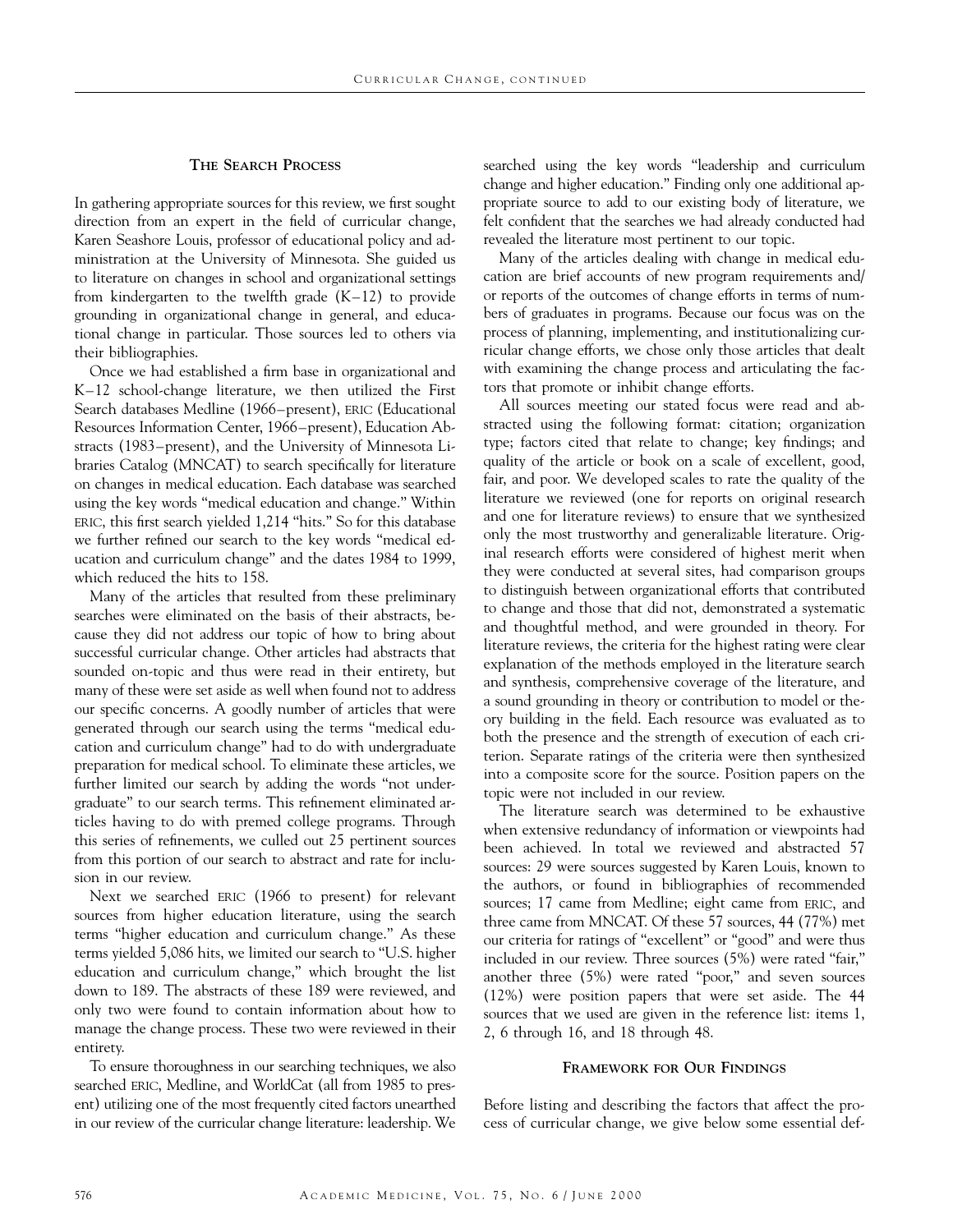## The Search Process

In gathering appropriate sources for this review, we first sought direction from an expert in the field of curricular change, Karen Seashore Louis, professor of educational policy and administration at the University of Minnesota. She guided us to literature on changes in school and organizational settings from kindergarten to the twelfth grade (K–12) to provide grounding in organizational change in general, and educational change in particular. Those sources led to others via their bibliographies.

Once we had established a firm base in organizational and K–12 school-change literature, we then utilized the First Search databases Medline (1966–present), ERIC (Educational Resources Information Center, 1966–present), Education Abstracts (1983–present), and the University of Minnesota Libraries Catalog (MNCAT) to search specifically for literature on changes in medical education. Each database was searched using the key words "medical education and change." Within ERIC, this first search yielded 1,214 "hits." So for this database we further refined our search to the key words "medical education and curriculum change" and the dates 1984 to 1999, which reduced the hits to 158.

Many of the articles that resulted from these preliminary searches were eliminated on the basis of their abstracts, because they did not address our topic of how to bring about successful curricular change. Other articles had abstracts that sounded on-topic and thus were read in their entirety, but many of these were set aside as well when found not to address our specific concerns. A goodly number of articles that were generated through our search using the terms "medical education and curriculum change" had to do with undergraduate preparation for medical school. To eliminate these articles, we further limited our search by adding the words "not undergraduate" to our search terms. This refinement eliminated articles having to do with premed college programs. Through this series of refinements, we culled out 25 pertinent sources from this portion of our search to abstract and rate for inclusion in our review.

Next we searched ERIC (1966 to present) for relevant sources from higher education literature, using the search terms "higher education and curriculum change." As these terms yielded 5,086 hits, we limited our search to "U.S. higher education and curriculum change," which brought the list down to 189. The abstracts of these 189 were reviewed, and only two were found to contain information about how to manage the change process. These two were reviewed in their entirety.

To ensure thoroughness in our searching techniques, we also searched ERIC, Medline, and WorldCat (all from 1985 to present) utilizing one of the most frequently cited factors unearthed in our review of the curricular change literature: leadership. We searched using the key words "leadership and curriculum change and higher education." Finding only one additional appropriate source to add to our existing body of literature, we felt confident that the searches we had already conducted had revealed the literature most pertinent to our topic.

Many of the articles dealing with change in medical education are brief accounts of new program requirements and/or reports of the outcomes of change efforts in terms of numbers of graduates in programs. Because our focus was on the process of planning, implementing, and institutionalizing curricular change efforts, we chose only those articles that dealt with examining the change process and articulating the factors that promote or inhibit change efforts.

All sources meeting our stated focus were read and abstracted using the following format: citation; organization type; factors cited that relate to change; key findings; and quality of the article or book on a scale of excellent, good, fair, and poor. We developed scales to rate the quality of the literature we reviewed (one for reports on original research and one for literature reviews) to ensure that we synthesized only the most trustworthy and generalizable literature. Original research efforts were considered of highest merit when they were conducted at several sites, had comparison groups to distinguish between organizational efforts that contributed to change and those that did not, demonstrated a systematic and thoughtful method, and were grounded in theory. For literature reviews, the criteria for the highest rating were clear explanation of the methods employed in the literature search and synthesis, comprehensive coverage of the literature, and a sound grounding in theory or contribution to model or theory building in the field. Each resource was evaluated as to both the presence and the strength of execution of each criterion. Separate ratings of the criteria were then synthesized into a composite score for the source. Position papers on the topic were not included in our review.

The literature search was determined to be exhaustive when extensive redundancy of information or viewpoints had been achieved. In total we reviewed and abstracted 57 sources: 29 were sources suggested by Karen Louis, known to the authors, or found in bibliographies of recommended sources; 17 came from Medline; eight came from ERIC, and three came from MNCAT. Of these 57 sources, 44 (77%) met our criteria for ratings of "excellent" or "good" and were thus included in our review. Three sources (5%) were rated "fair," another three (5%) were rated "poor," and seven sources (12%) were position papers that were set aside. The 44 sources that we used are given in the reference list: items 1, 2, 6 through 16, and 18 through 48.

## Framework for Our Findings

Before listing and describing the factors that affect the process of curricular change, we give below some essential def-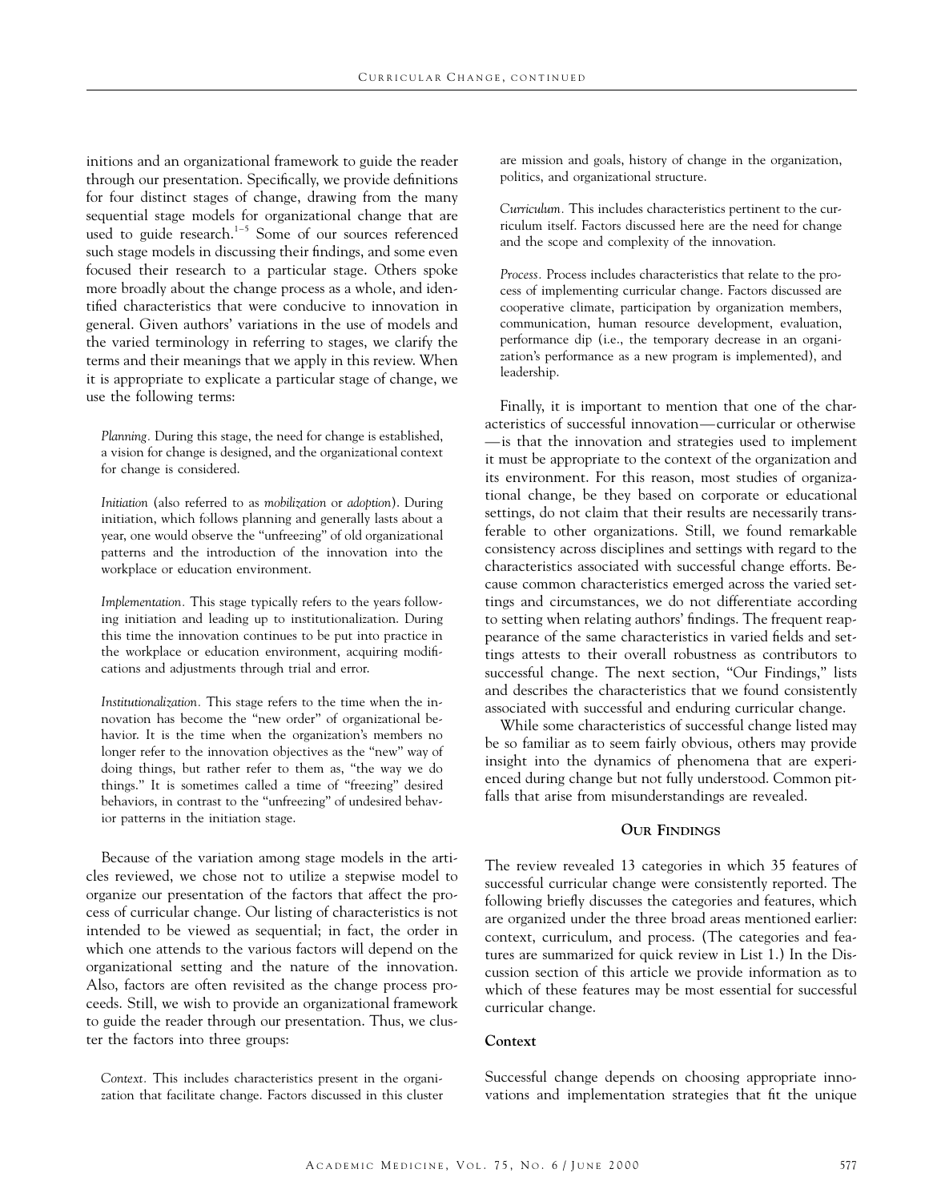initions and an organizational framework to guide the reader through our presentation. Specifically, we provide definitions for four distinct stages of change, drawing from the many sequential stage models for organizational change that are used to guide research.[1–5] Some of our sources referenced such stage models in discussing their findings, and some even focused their research to a particular stage. Others spoke more broadly about the change process as a whole, and identified characteristics that were conducive to innovation in general. Given authors' variations in the use of models and the varied terminology in referring to stages, we clarify the terms and their meanings that we apply in this review. When it is appropriate to explicate a particular stage of change, we use the following terms:

> *Planning.* During this stage, the need for change is established, a vision for change is designed, and the organizational context for change is considered.
>
> *Initiation* (also referred to as *mobilization* or *adoption*). During initiation, which follows planning and generally lasts about a year, one would observe the "unfreezing" of old organizational patterns and the introduction of the innovation into the workplace or education environment.
>
> *Implementation.* This stage typically refers to the years following initiation and leading up to institutionalization. During this time the innovation continues to be put into practice in the workplace or education environment, acquiring modifications and adjustments through trial and error.
>
> *Institutionalization.* This stage refers to the time when the innovation has become the "new order" of organizational behavior. It is the time when the organization's members no longer refer to the innovation objectives as the "new" way of doing things, but rather refer to them as, "the way we do things." It is sometimes called a time of "freezing" desired behaviors, in contrast to the "unfreezing" of undesired behavior patterns in the initiation stage.

Because of the variation among stage models in the articles reviewed, we chose not to utilize a stepwise model to organize our presentation of the factors that affect the process of curricular change. Our listing of characteristics is not intended to be viewed as sequential; in fact, the order in which one attends to the various factors will depend on the organizational setting and the nature of the innovation. Also, factors are often revisited as the change process proceeds. Still, we wish to provide an organizational framework to guide the reader through our presentation. Thus, we cluster the factors into three groups:

> *Context.* This includes characteristics present in the organization that facilitate change. Factors discussed in this cluster are mission and goals, history of change in the organization, politics, and organizational structure.
>
> *Curriculum.* This includes characteristics pertinent to the curriculum itself. Factors discussed here are the need for change and the scope and complexity of the innovation.
>
> *Process.* Process includes characteristics that relate to the process of implementing curricular change. Factors discussed are cooperative climate, participation by organization members, communication, human resource development, evaluation, performance dip (i.e., the temporary decrease in an organization's performance as a new program is implemented), and leadership.

Finally, it is important to mention that one of the characteristics of successful innovation—curricular or otherwise—is that the innovation and strategies used to implement it must be appropriate to the context of the organization and its environment. For this reason, most studies of organizational change, be they based on corporate or educational settings, do not claim that their results are necessarily transferable to other organizations. Still, we found remarkable consistency across disciplines and settings with regard to the characteristics associated with successful change efforts. Because common characteristics emerged across the varied settings and circumstances, we do not differentiate according to setting when relating authors' findings. The frequent reappearance of the same characteristics in varied fields and settings attests to their overall robustness as contributors to successful change. The next section, "Our Findings," lists and describes the characteristics that we found consistently associated with successful and enduring curricular change.

While some characteristics of successful change listed may be so familiar as to seem fairly obvious, others may provide insight into the dynamics of phenomena that are experienced during change but not fully understood. Common pitfalls that arise from misunderstandings are revealed.

## Our Findings

The review revealed 13 categories in which 35 features of successful curricular change were consistently reported. The following briefly discusses the categories and features, which are organized under the three broad areas mentioned earlier: context, curriculum, and process. (The categories and features are summarized for quick review in List 1.) In the Discussion section of this article we provide information as to which of these features may be most essential for successful curricular change.

### Context

Successful change depends on choosing appropriate innovations and implementation strategies that fit the unique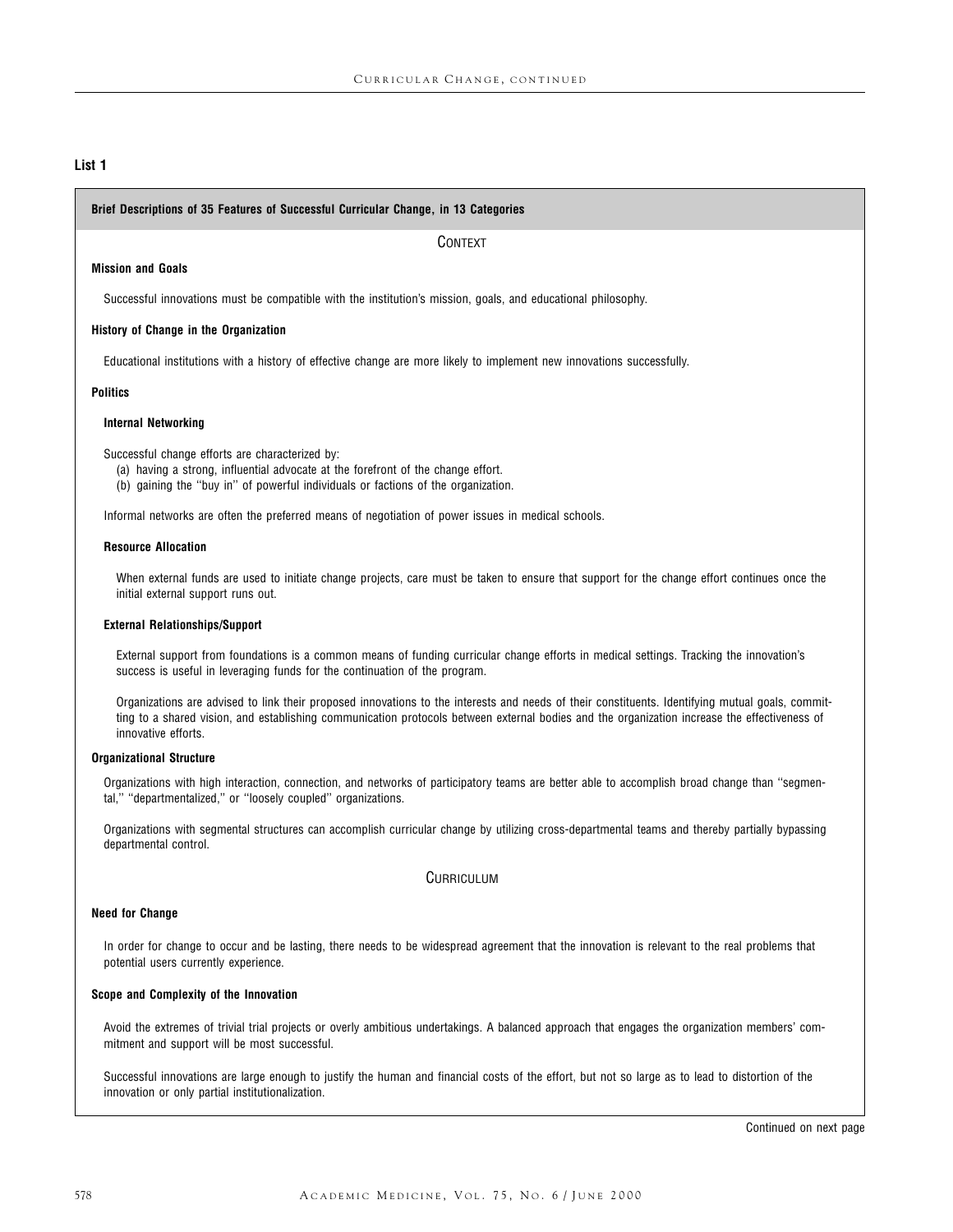**List 1**

**Brief Descriptions of 35 Features of Successful Curricular Change, in 13 Categories**

## CONTEXT

### Mission and Goals

Successful innovations must be compatible with the institution's mission, goals, and educational philosophy.

### History of Change in the Organization

Educational institutions with a history of effective change are more likely to implement new innovations successfully.

### Politics

#### Internal Networking

Successful change efforts are characterized by:

(a) having a strong, influential advocate at the forefront of the change effort.
(b) gaining the "buy in" of powerful individuals or factions of the organization.

Informal networks are often the preferred means of negotiation of power issues in medical schools.

#### Resource Allocation

When external funds are used to initiate change projects, care must be taken to ensure that support for the change effort continues once the initial external support runs out.

#### External Relationships/Support

External support from foundations is a common means of funding curricular change efforts in medical settings. Tracking the innovation's success is useful in leveraging funds for the continuation of the program.

Organizations are advised to link their proposed innovations to the interests and needs of their constituents. Identifying mutual goals, committing to a shared vision, and establishing communication protocols between external bodies and the organization increase the effectiveness of innovative efforts.

### Organizational Structure

Organizations with high interaction, connection, and networks of participatory teams are better able to accomplish broad change than "segmental," "departmentalized," or "loosely coupled" organizations.

Organizations with segmental structures can accomplish curricular change by utilizing cross-departmental teams and thereby partially bypassing departmental control.

## CURRICULUM

### Need for Change

In order for change to occur and be lasting, there needs to be widespread agreement that the innovation is relevant to the real problems that potential users currently experience.

### Scope and Complexity of the Innovation

Avoid the extremes of trivial trial projects or overly ambitious undertakings. A balanced approach that engages the organization members' commitment and support will be most successful.

Successful innovations are large enough to justify the human and financial costs of the effort, but not so large as to lead to distortion of the innovation or only partial institutionalization.

Continued on next page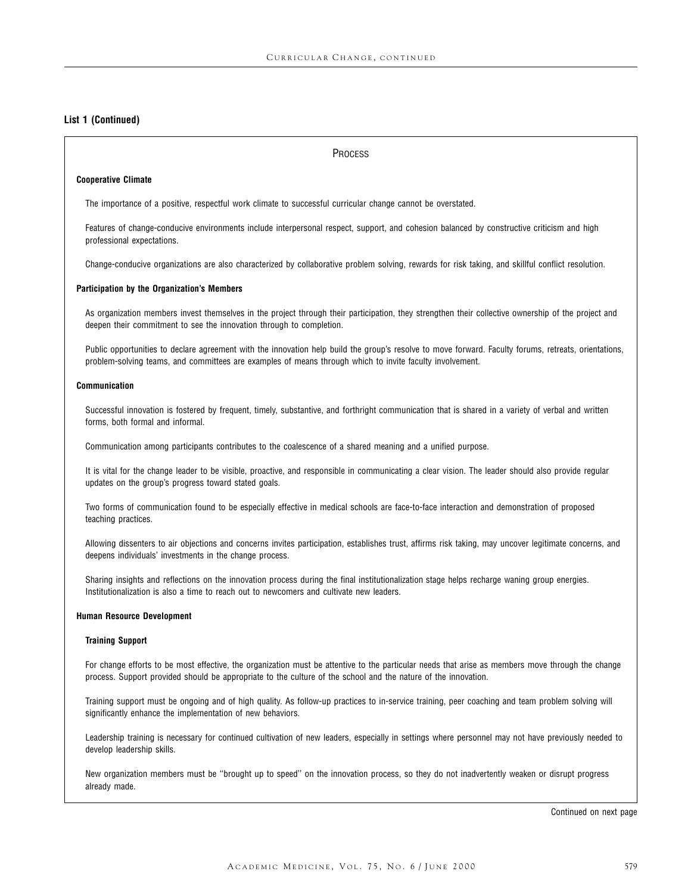**List 1 (Continued)**

## Process

### Cooperative Climate

The importance of a positive, respectful work climate to successful curricular change cannot be overstated.

Features of change-conducive environments include interpersonal respect, support, and cohesion balanced by constructive criticism and high professional expectations.

Change-conducive organizations are also characterized by collaborative problem solving, rewards for risk taking, and skillful conflict resolution.

### Participation by the Organization's Members

As organization members invest themselves in the project through their participation, they strengthen their collective ownership of the project and deepen their commitment to see the innovation through to completion.

Public opportunities to declare agreement with the innovation help build the group's resolve to move forward. Faculty forums, retreats, orientations, problem-solving teams, and committees are examples of means through which to invite faculty involvement.

### Communication

Successful innovation is fostered by frequent, timely, substantive, and forthright communication that is shared in a variety of verbal and written forms, both formal and informal.

Communication among participants contributes to the coalescence of a shared meaning and a unified purpose.

It is vital for the change leader to be visible, proactive, and responsible in communicating a clear vision. The leader should also provide regular updates on the group's progress toward stated goals.

Two forms of communication found to be especially effective in medical schools are face-to-face interaction and demonstration of proposed teaching practices.

Allowing dissenters to air objections and concerns invites participation, establishes trust, affirms risk taking, may uncover legitimate concerns, and deepens individuals' investments in the change process.

Sharing insights and reflections on the innovation process during the final institutionalization stage helps recharge waning group energies. Institutionalization is also a time to reach out to newcomers and cultivate new leaders.

### Human Resource Development

#### Training Support

For change efforts to be most effective, the organization must be attentive to the particular needs that arise as members move through the change process. Support provided should be appropriate to the culture of the school and the nature of the innovation.

Training support must be ongoing and of high quality. As follow-up practices to in-service training, peer coaching and team problem solving will significantly enhance the implementation of new behaviors.

Leadership training is necessary for continued cultivation of new leaders, especially in settings where personnel may not have previously needed to develop leadership skills.

New organization members must be "brought up to speed" on the innovation process, so they do not inadvertently weaken or disrupt progress already made.

Continued on next page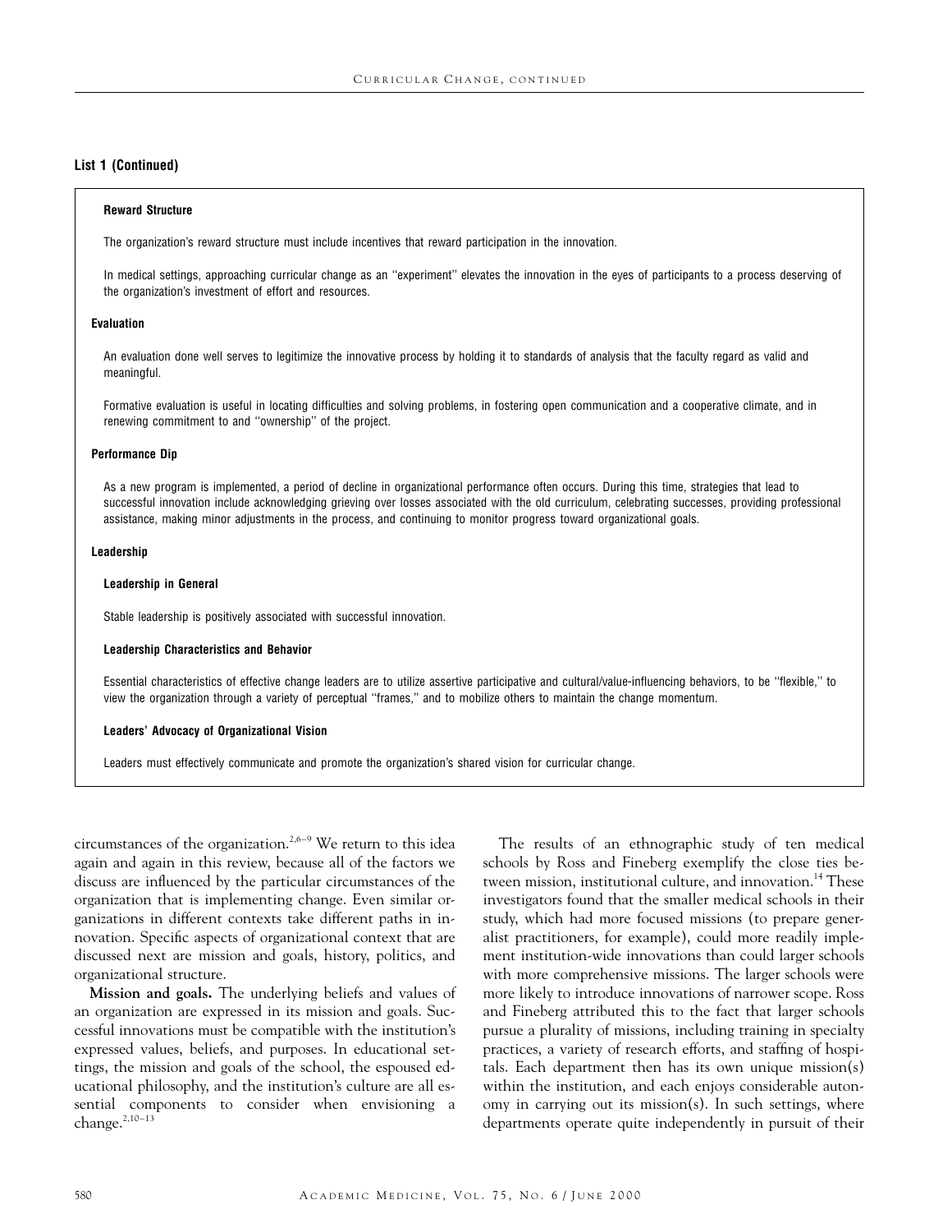**List 1 (Continued)**

**Reward Structure**

The organization's reward structure must include incentives that reward participation in the innovation.

In medical settings, approaching curricular change as an "experiment" elevates the innovation in the eyes of participants to a process deserving of the organization's investment of effort and resources.

**Evaluation**

An evaluation done well serves to legitimize the innovative process by holding it to standards of analysis that the faculty regard as valid and meaningful.

Formative evaluation is useful in locating difficulties and solving problems, in fostering open communication and a cooperative climate, and in renewing commitment to and "ownership" of the project.

**Performance Dip**

As a new program is implemented, a period of decline in organizational performance often occurs. During this time, strategies that lead to successful innovation include acknowledging grieving over losses associated with the old curriculum, celebrating successes, providing professional assistance, making minor adjustments in the process, and continuing to monitor progress toward organizational goals.

**Leadership**

**Leadership in General**

Stable leadership is positively associated with successful innovation.

**Leadership Characteristics and Behavior**

Essential characteristics of effective change leaders are to utilize assertive participative and cultural/value-influencing behaviors, to be "flexible," to view the organization through a variety of perceptual "frames," and to mobilize others to maintain the change momentum.

**Leaders' Advocacy of Organizational Vision**

Leaders must effectively communicate and promote the organization's shared vision for curricular change.

circumstances of the organization.[2,6–9] We return to this idea again and again in this review, because all of the factors we discuss are influenced by the particular circumstances of the organization that is implementing change. Even similar organizations in different contexts take different paths in innovation. Specific aspects of organizational context that are discussed next are mission and goals, history, politics, and organizational structure.

**Mission and goals.** The underlying beliefs and values of an organization are expressed in its mission and goals. Successful innovations must be compatible with the institution's expressed values, beliefs, and purposes. In educational settings, the mission and goals of the school, the espoused educational philosophy, and the institution's culture are all essential components to consider when envisioning a change.[2,10–13]

The results of an ethnographic study of ten medical schools by Ross and Fineberg exemplify the close ties between mission, institutional culture, and innovation.[14] These investigators found that the smaller medical schools in their study, which had more focused missions (to prepare generalist practitioners, for example), could more readily implement institution-wide innovations than could larger schools with more comprehensive missions. The larger schools were more likely to introduce innovations of narrower scope. Ross and Fineberg attributed this to the fact that larger schools pursue a plurality of missions, including training in specialty practices, a variety of research efforts, and staffing of hospitals. Each department then has its own unique mission(s) within the institution, and each enjoys considerable autonomy in carrying out its mission(s). In such settings, where departments operate quite independently in pursuit of their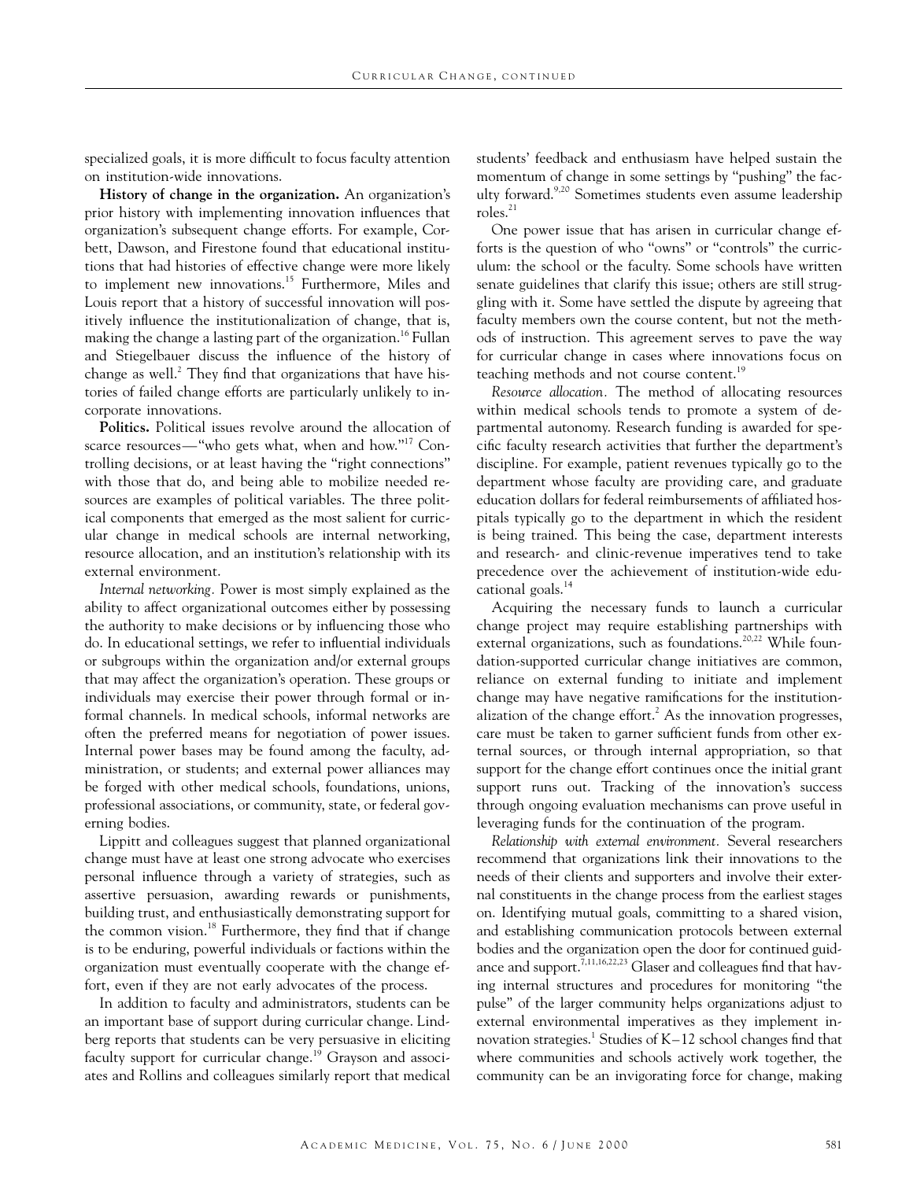specialized goals, it is more difficult to focus faculty attention on institution-wide innovations.

**History of change in the organization.** An organization's prior history with implementing innovation influences that organization's subsequent change efforts. For example, Corbett, Dawson, and Firestone found that educational institutions that had histories of effective change were more likely to implement new innovations.[15] Furthermore, Miles and Louis report that a history of successful innovation will positively influence the institutionalization of change, that is, making the change a lasting part of the organization.[16] Fullan and Stiegelbauer discuss the influence of the history of change as well.[2] They find that organizations that have histories of failed change efforts are particularly unlikely to incorporate innovations.

**Politics.** Political issues revolve around the allocation of scarce resources—"who gets what, when and how."[17] Controlling decisions, or at least having the "right connections" with those that do, and being able to mobilize needed resources are examples of political variables. The three political components that emerged as the most salient for curricular change in medical schools are internal networking, resource allocation, and an institution's relationship with its external environment.

*Internal networking.* Power is most simply explained as the ability to affect organizational outcomes either by possessing the authority to make decisions or by influencing those who do. In educational settings, we refer to influential individuals or subgroups within the organization and/or external groups that may affect the organization's operation. These groups or individuals may exercise their power through formal or informal channels. In medical schools, informal networks are often the preferred means for negotiation of power issues. Internal power bases may be found among the faculty, administration, or students; and external power alliances may be forged with other medical schools, foundations, unions, professional associations, or community, state, or federal governing bodies.

Lippitt and colleagues suggest that planned organizational change must have at least one strong advocate who exercises personal influence through a variety of strategies, such as assertive persuasion, awarding rewards or punishments, building trust, and enthusiastically demonstrating support for the common vision.[18] Furthermore, they find that if change is to be enduring, powerful individuals or factions within the organization must eventually cooperate with the change effort, even if they are not early advocates of the process.

In addition to faculty and administrators, students can be an important base of support during curricular change. Lindberg reports that students can be very persuasive in eliciting faculty support for curricular change.[19] Grayson and associates and Rollins and colleagues similarly report that medical students' feedback and enthusiasm have helped sustain the momentum of change in some settings by "pushing" the faculty forward.[9,20] Sometimes students even assume leadership roles.[21]

One power issue that has arisen in curricular change efforts is the question of who "owns" or "controls" the curriculum: the school or the faculty. Some schools have written senate guidelines that clarify this issue; others are still struggling with it. Some have settled the dispute by agreeing that faculty members own the course content, but not the methods of instruction. This agreement serves to pave the way for curricular change in cases where innovations focus on teaching methods and not course content.[19]

*Resource allocation.* The method of allocating resources within medical schools tends to promote a system of departmental autonomy. Research funding is awarded for specific faculty research activities that further the department's discipline. For example, patient revenues typically go to the department whose faculty are providing care, and graduate education dollars for federal reimbursements of affiliated hospitals typically go to the department in which the resident is being trained. This being the case, department interests and research- and clinic-revenue imperatives tend to take precedence over the achievement of institution-wide educational goals.[14]

Acquiring the necessary funds to launch a curricular change project may require establishing partnerships with external organizations, such as foundations.[20,22] While foundation-supported curricular change initiatives are common, reliance on external funding to initiate and implement change may have negative ramifications for the institutionalization of the change effort.[2] As the innovation progresses, care must be taken to garner sufficient funds from other external sources, or through internal appropriation, so that support for the change effort continues once the initial grant support runs out. Tracking of the innovation's success through ongoing evaluation mechanisms can prove useful in leveraging funds for the continuation of the program.

*Relationship with external environment.* Several researchers recommend that organizations link their innovations to the needs of their clients and supporters and involve their external constituents in the change process from the earliest stages on. Identifying mutual goals, committing to a shared vision, and establishing communication protocols between external bodies and the organization open the door for continued guidance and support.[7,11,16,22,23] Glaser and colleagues find that having internal structures and procedures for monitoring "the pulse" of the larger community helps organizations adjust to external environmental imperatives as they implement innovation strategies.[1] Studies of K–12 school changes find that where communities and schools actively work together, the community can be an invigorating force for change, making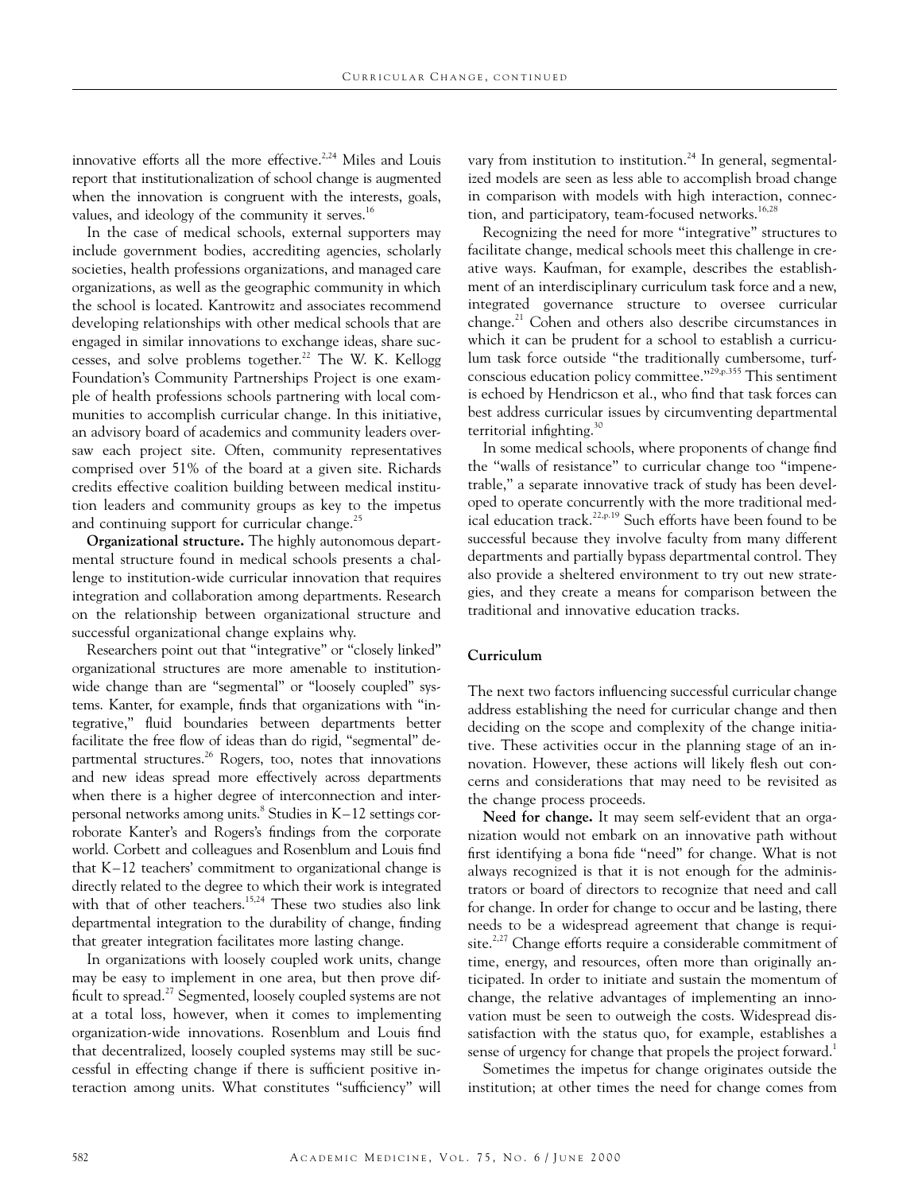innovative efforts all the more effective.[2,24] Miles and Louis report that institutionalization of school change is augmented when the innovation is congruent with the interests, goals, values, and ideology of the community it serves.[16]

In the case of medical schools, external supporters may include government bodies, accrediting agencies, scholarly societies, health professions organizations, and managed care organizations, as well as the geographic community in which the school is located. Kantrowitz and associates recommend developing relationships with other medical schools that are engaged in similar innovations to exchange ideas, share successes, and solve problems together.[22] The W. K. Kellogg Foundation's Community Partnerships Project is one example of health professions schools partnering with local communities to accomplish curricular change. In this initiative, an advisory board of academics and community leaders oversaw each project site. Often, community representatives comprised over 51% of the board at a given site. Richards credits effective coalition building between medical institution leaders and community groups as key to the impetus and continuing support for curricular change.[25]

**Organizational structure.** The highly autonomous departmental structure found in medical schools presents a challenge to institution-wide curricular innovation that requires integration and collaboration among departments. Research on the relationship between organizational structure and successful organizational change explains why.

Researchers point out that "integrative" or "closely linked" organizational structures are more amenable to institution-wide change than are "segmental" or "loosely coupled" systems. Kanter, for example, finds that organizations with "integrative," fluid boundaries between departments better facilitate the free flow of ideas than do rigid, "segmental" departmental structures.[26] Rogers, too, notes that innovations and new ideas spread more effectively across departments when there is a higher degree of interconnection and interpersonal networks among units.[8] Studies in K–12 settings corroborate Kanter's and Rogers's findings from the corporate world. Corbett and colleagues and Rosenblum and Louis find that K–12 teachers' commitment to organizational change is directly related to the degree to which their work is integrated with that of other teachers.[15,24] These two studies also link departmental integration to the durability of change, finding that greater integration facilitates more lasting change.

In organizations with loosely coupled work units, change may be easy to implement in one area, but then prove difficult to spread.[27] Segmented, loosely coupled systems are not at a total loss, however, when it comes to implementing organization-wide innovations. Rosenblum and Louis find that decentralized, loosely coupled systems may still be successful in effecting change if there is sufficient positive interaction among units. What constitutes "sufficiency" will vary from institution to institution.[24] In general, segmentalized models are seen as less able to accomplish broad change in comparison with models with high interaction, connection, and participatory, team-focused networks.[16,28]

Recognizing the need for more "integrative" structures to facilitate change, medical schools meet this challenge in creative ways. Kaufman, for example, describes the establishment of an interdisciplinary curriculum task force and a new, integrated governance structure to oversee curricular change.[21] Cohen and others also describe circumstances in which it can be prudent for a school to establish a curriculum task force outside "the traditionally cumbersome, turf-conscious education policy committee."[29,p.355] This sentiment is echoed by Hendricson et al., who find that task forces can best address curricular issues by circumventing departmental territorial infighting.[30]

In some medical schools, where proponents of change find the "walls of resistance" to curricular change too "impenetrable," a separate innovative track of study has been developed to operate concurrently with the more traditional medical education track.[22,p.19] Such efforts have been found to be successful because they involve faculty from many different departments and partially bypass departmental control. They also provide a sheltered environment to try out new strategies, and they create a means for comparison between the traditional and innovative education tracks.

## Curriculum

The next two factors influencing successful curricular change address establishing the need for curricular change and then deciding on the scope and complexity of the change initiative. These activities occur in the planning stage of an innovation. However, these actions will likely flesh out concerns and considerations that may need to be revisited as the change process proceeds.

**Need for change.** It may seem self-evident that an organization would not embark on an innovative path without first identifying a bona fide "need" for change. What is not always recognized is that it is not enough for the administrators or board of directors to recognize that need and call for change. In order for change to occur and be lasting, there needs to be a widespread agreement that change is requisite.[2,27] Change efforts require a considerable commitment of time, energy, and resources, often more than originally anticipated. In order to initiate and sustain the momentum of change, the relative advantages of implementing an innovation must be seen to outweigh the costs. Widespread dissatisfaction with the status quo, for example, establishes a sense of urgency for change that propels the project forward.[1]

Sometimes the impetus for change originates outside the institution; at other times the need for change comes from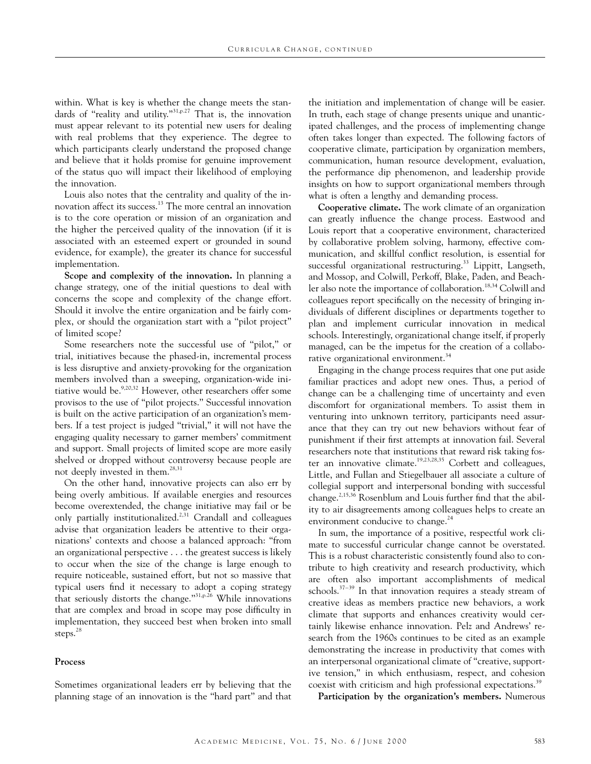within. What is key is whether the change meets the standards of "reality and utility."[31,p.27] That is, the innovation must appear relevant to its potential new users for dealing with real problems that they experience. The degree to which participants clearly understand the proposed change and believe that it holds promise for genuine improvement of the status quo will impact their likelihood of employing the innovation.

Louis also notes that the centrality and quality of the innovation affect its success.[13] The more central an innovation is to the core operation or mission of an organization and the higher the perceived quality of the innovation (if it is associated with an esteemed expert or grounded in sound evidence, for example), the greater its chance for successful implementation.

**Scope and complexity of the innovation.** In planning a change strategy, one of the initial questions to deal with concerns the scope and complexity of the change effort. Should it involve the entire organization and be fairly complex, or should the organization start with a "pilot project" of limited scope?

Some researchers note the successful use of "pilot," or trial, initiatives because the phased-in, incremental process is less disruptive and anxiety-provoking for the organization members involved than a sweeping, organization-wide initiative would be.[9,20,32] However, other researchers offer some provisos to the use of "pilot projects." Successful innovation is built on the active participation of an organization's members. If a test project is judged "trivial," it will not have the engaging quality necessary to garner members' commitment and support. Small projects of limited scope are more easily shelved or dropped without controversy because people are not deeply invested in them.[28,31]

On the other hand, innovative projects can also err by being overly ambitious. If available energies and resources become overextended, the change initiative may fail or be only partially institutionalized.[2,31] Crandall and colleagues advise that organization leaders be attentive to their organizations' contexts and choose a balanced approach: "from an organizational perspective . . . the greatest success is likely to occur when the size of the change is large enough to require noticeable, sustained effort, but not so massive that typical users find it necessary to adopt a coping strategy that seriously distorts the change."[31,p.26] While innovations that are complex and broad in scope may pose difficulty in implementation, they succeed best when broken into small steps.[28]

### Process

Sometimes organizational leaders err by believing that the planning stage of an innovation is the "hard part" and that the initiation and implementation of change will be easier. In truth, each stage of change presents unique and unanticipated challenges, and the process of implementing change often takes longer than expected. The following factors of cooperative climate, participation by organization members, communication, human resource development, evaluation, the performance dip phenomenon, and leadership provide insights on how to support organizational members through what is often a lengthy and demanding process.

**Cooperative climate.** The work climate of an organization can greatly influence the change process. Eastwood and Louis report that a cooperative environment, characterized by collaborative problem solving, harmony, effective communication, and skillful conflict resolution, is essential for successful organizational restructuring.[33] Lippitt, Langseth, and Mossop, and Colwill, Perkoff, Blake, Paden, and Beachler also note the importance of collaboration.[18,34] Colwill and colleagues report specifically on the necessity of bringing individuals of different disciplines or departments together to plan and implement curricular innovation in medical schools. Interestingly, organizational change itself, if properly managed, can be the impetus for the creation of a collaborative organizational environment.[34]

Engaging in the change process requires that one put aside familiar practices and adopt new ones. Thus, a period of change can be a challenging time of uncertainty and even discomfort for organizational members. To assist them in venturing into unknown territory, participants need assurance that they can try out new behaviors without fear of punishment if their first attempts at innovation fail. Several researchers note that institutions that reward risk taking foster an innovative climate.[19,23,28,35] Corbett and colleagues, Little, and Fullan and Stiegelbauer all associate a culture of collegial support and interpersonal bonding with successful change.[2,15,36] Rosenblum and Louis further find that the ability to air disagreements among colleagues helps to create an environment conducive to change.[24]

In sum, the importance of a positive, respectful work climate to successful curricular change cannot be overstated. This is a robust characteristic consistently found also to contribute to high creativity and research productivity, which are often also important accomplishments of medical schools.[37–39] In that innovation requires a steady stream of creative ideas as members practice new behaviors, a work climate that supports and enhances creativity would certainly likewise enhance innovation. Pelz and Andrews' research from the 1960s continues to be cited as an example demonstrating the increase in productivity that comes with an interpersonal organizational climate of "creative, supportive tension," in which enthusiasm, respect, and cohesion coexist with criticism and high professional expectations.[39]

**Participation by the organization's members.** Numerous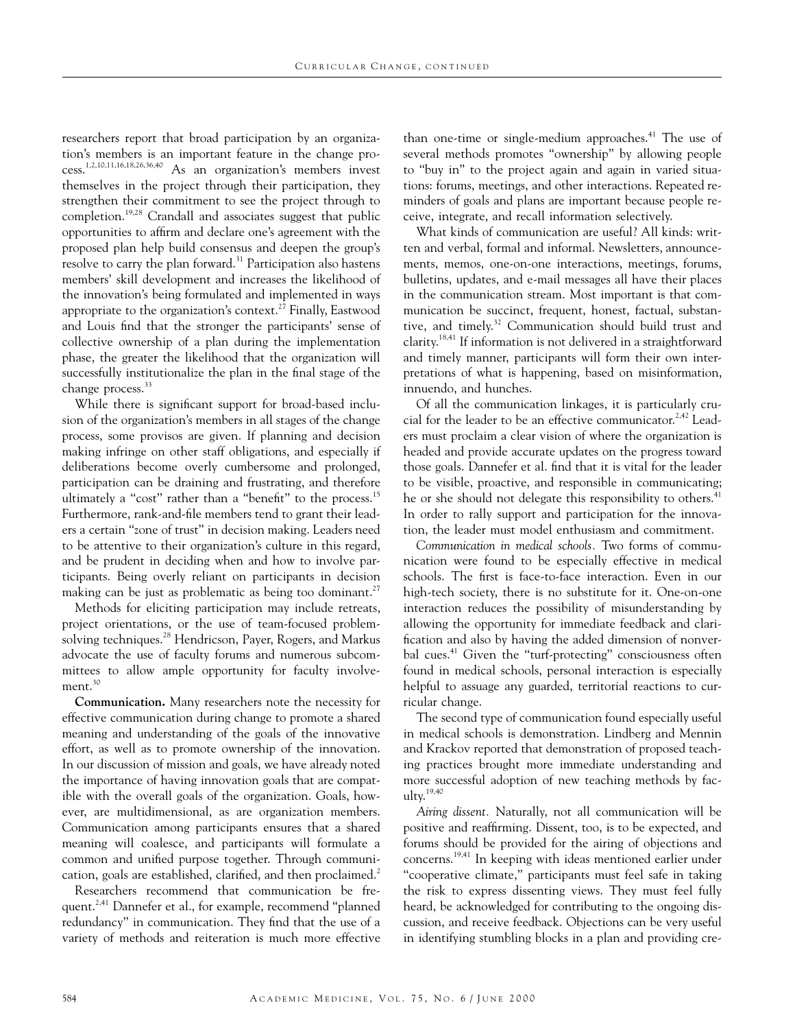researchers report that broad participation by an organization's members is an important feature in the change process.[1,2,10,11,16,18,26,36,40] As an organization's members invest themselves in the project through their participation, they strengthen their commitment to see the project through to completion.[19,28] Crandall and associates suggest that public opportunities to affirm and declare one's agreement with the proposed plan help build consensus and deepen the group's resolve to carry the plan forward.[31] Participation also hastens members' skill development and increases the likelihood of the innovation's being formulated and implemented in ways appropriate to the organization's context.[27] Finally, Eastwood and Louis find that the stronger the participants' sense of collective ownership of a plan during the implementation phase, the greater the likelihood that the organization will successfully institutionalize the plan in the final stage of the change process.[33]

While there is significant support for broad-based inclusion of the organization's members in all stages of the change process, some provisos are given. If planning and decision making infringe on other staff obligations, and especially if deliberations become overly cumbersome and prolonged, participation can be draining and frustrating, and therefore ultimately a "cost" rather than a "benefit" to the process.[15] Furthermore, rank-and-file members tend to grant their leaders a certain "zone of trust" in decision making. Leaders need to be attentive to their organization's culture in this regard, and be prudent in deciding when and how to involve participants. Being overly reliant on participants in decision making can be just as problematic as being too dominant.[27]

Methods for eliciting participation may include retreats, project orientations, or the use of team-focused problem-solving techniques.[28] Hendricson, Payer, Rogers, and Markus advocate the use of faculty forums and numerous subcommittees to allow ample opportunity for faculty involvement.[30]

**Communication.** Many researchers note the necessity for effective communication during change to promote a shared meaning and understanding of the goals of the innovative effort, as well as to promote ownership of the innovation. In our discussion of mission and goals, we have already noted the importance of having innovation goals that are compatible with the overall goals of the organization. Goals, however, are multidimensional, as are organization members. Communication among participants ensures that a shared meaning will coalesce, and participants will formulate a common and unified purpose together. Through communication, goals are established, clarified, and then proclaimed.[2]

Researchers recommend that communication be frequent.[2,41] Dannefer et al., for example, recommend "planned redundancy" in communication. They find that the use of a variety of methods and reiteration is much more effective than one-time or single-medium approaches.[41] The use of several methods promotes "ownership" by allowing people to "buy in" to the project again and again in varied situations: forums, meetings, and other interactions. Repeated reminders of goals and plans are important because people receive, integrate, and recall information selectively.

What kinds of communication are useful? All kinds: written and verbal, formal and informal. Newsletters, announcements, memos, one-on-one interactions, meetings, forums, bulletins, updates, and e-mail messages all have their places in the communication stream. Most important is that communication be succinct, frequent, honest, factual, substantive, and timely.[32] Communication should build trust and clarity.[18,41] If information is not delivered in a straightforward and timely manner, participants will form their own interpretations of what is happening, based on misinformation, innuendo, and hunches.

Of all the communication linkages, it is particularly crucial for the leader to be an effective communicator.[2,42] Leaders must proclaim a clear vision of where the organization is headed and provide accurate updates on the progress toward those goals. Dannefer et al. find that it is vital for the leader to be visible, proactive, and responsible in communicating; he or she should not delegate this responsibility to others.[41] In order to rally support and participation for the innovation, the leader must model enthusiasm and commitment.

*Communication in medical schools.* Two forms of communication were found to be especially effective in medical schools. The first is face-to-face interaction. Even in our high-tech society, there is no substitute for it. One-on-one interaction reduces the possibility of misunderstanding by allowing the opportunity for immediate feedback and clarification and also by having the added dimension of nonverbal cues.[41] Given the "turf-protecting" consciousness often found in medical schools, personal interaction is especially helpful to assuage any guarded, territorial reactions to curricular change.

The second type of communication found especially useful in medical schools is demonstration. Lindberg and Mennin and Krackov reported that demonstration of proposed teaching practices brought more immediate understanding and more successful adoption of new teaching methods by faculty.[19,40]

*Airing dissent.* Naturally, not all communication will be positive and reaffirming. Dissent, too, is to be expected, and forums should be provided for the airing of objections and concerns.[19,41] In keeping with ideas mentioned earlier under "cooperative climate," participants must feel safe in taking the risk to express dissenting views. They must feel fully heard, be acknowledged for contributing to the ongoing discussion, and receive feedback. Objections can be very useful in identifying stumbling blocks in a plan and providing cre-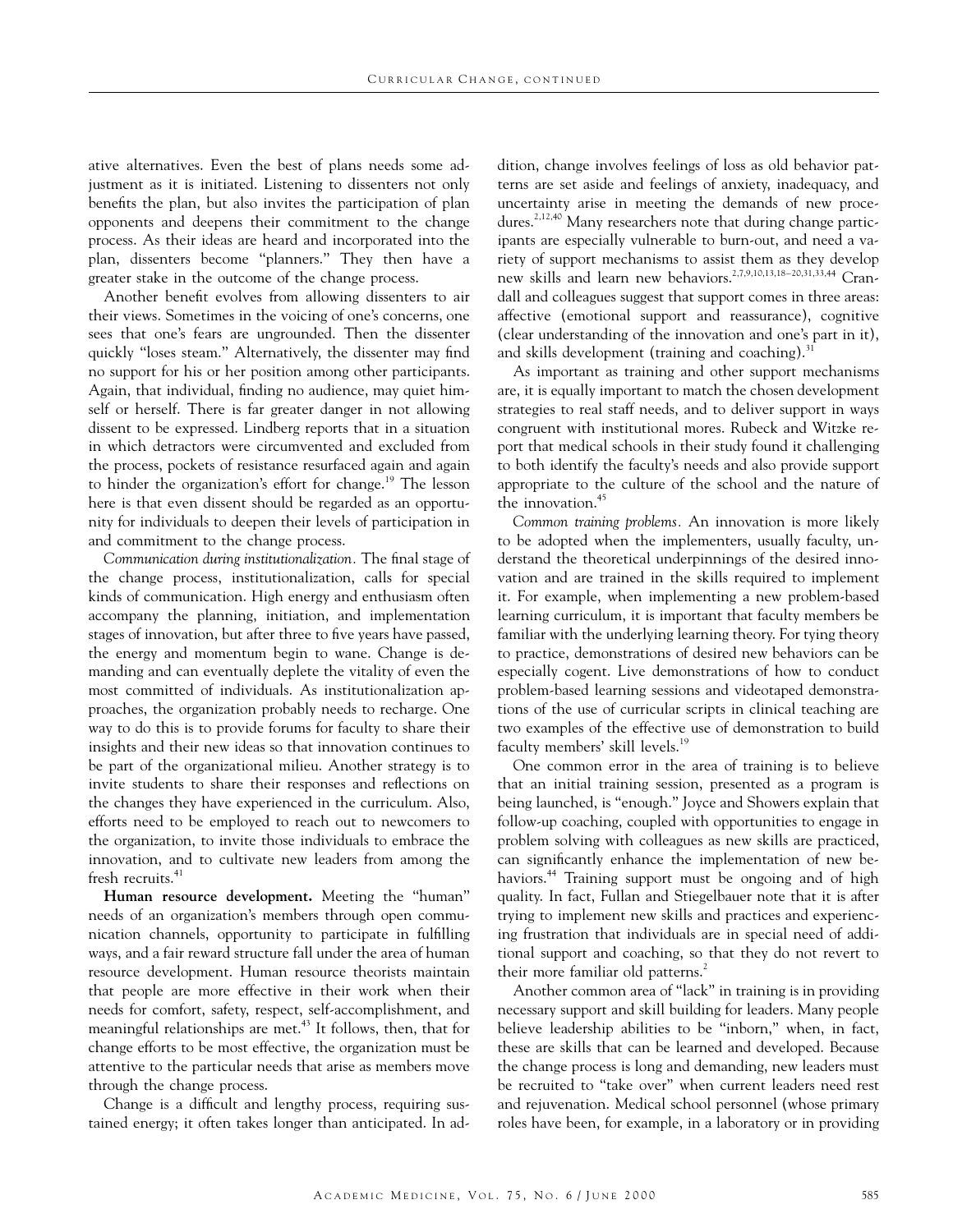ative alternatives. Even the best of plans needs some adjustment as it is initiated. Listening to dissenters not only benefits the plan, but also invites the participation of plan opponents and deepens their commitment to the change process. As their ideas are heard and incorporated into the plan, dissenters become "planners." They then have a greater stake in the outcome of the change process.

Another benefit evolves from allowing dissenters to air their views. Sometimes in the voicing of one's concerns, one sees that one's fears are ungrounded. Then the dissenter quickly "loses steam." Alternatively, the dissenter may find no support for his or her position among other participants. Again, that individual, finding no audience, may quiet himself or herself. There is far greater danger in not allowing dissent to be expressed. Lindberg reports that in a situation in which detractors were circumvented and excluded from the process, pockets of resistance resurfaced again and again to hinder the organization's effort for change.[19] The lesson here is that even dissent should be regarded as an opportunity for individuals to deepen their levels of participation in and commitment to the change process.

*Communication during institutionalization.* The final stage of the change process, institutionalization, calls for special kinds of communication. High energy and enthusiasm often accompany the planning, initiation, and implementation stages of innovation, but after three to five years have passed, the energy and momentum begin to wane. Change is demanding and can eventually deplete the vitality of even the most committed of individuals. As institutionalization approaches, the organization probably needs to recharge. One way to do this is to provide forums for faculty to share their insights and their new ideas so that innovation continues to be part of the organizational milieu. Another strategy is to invite students to share their responses and reflections on the changes they have experienced in the curriculum. Also, efforts need to be employed to reach out to newcomers to the organization, to invite those individuals to embrace the innovation, and to cultivate new leaders from among the fresh recruits.[41]

**Human resource development.** Meeting the "human" needs of an organization's members through open communication channels, opportunity to participate in fulfilling ways, and a fair reward structure fall under the area of human resource development. Human resource theorists maintain that people are more effective in their work when their needs for comfort, safety, respect, self-accomplishment, and meaningful relationships are met.[43] It follows, then, that for change efforts to be most effective, the organization must be attentive to the particular needs that arise as members move through the change process.

Change is a difficult and lengthy process, requiring sustained energy; it often takes longer than anticipated. In addition, change involves feelings of loss as old behavior patterns are set aside and feelings of anxiety, inadequacy, and uncertainty arise in meeting the demands of new procedures.[2,12,40] Many researchers note that during change participants are especially vulnerable to burn-out, and need a variety of support mechanisms to assist them as they develop new skills and learn new behaviors.[2,7,9,10,13,18–20,31,33,44] Crandall and colleagues suggest that support comes in three areas: affective (emotional support and reassurance), cognitive (clear understanding of the innovation and one's part in it), and skills development (training and coaching).[31]

As important as training and other support mechanisms are, it is equally important to match the chosen development strategies to real staff needs, and to deliver support in ways congruent with institutional mores. Rubeck and Witzke report that medical schools in their study found it challenging to both identify the faculty's needs and also provide support appropriate to the culture of the school and the nature of the innovation.[45]

*Common training problems.* An innovation is more likely to be adopted when the implementers, usually faculty, understand the theoretical underpinnings of the desired innovation and are trained in the skills required to implement it. For example, when implementing a new problem-based learning curriculum, it is important that faculty members be familiar with the underlying learning theory. For tying theory to practice, demonstrations of desired new behaviors can be especially cogent. Live demonstrations of how to conduct problem-based learning sessions and videotaped demonstrations of the use of curricular scripts in clinical teaching are two examples of the effective use of demonstration to build faculty members' skill levels.[19]

One common error in the area of training is to believe that an initial training session, presented as a program is being launched, is "enough." Joyce and Showers explain that follow-up coaching, coupled with opportunities to engage in problem solving with colleagues as new skills are practiced, can significantly enhance the implementation of new behaviors.[44] Training support must be ongoing and of high quality. In fact, Fullan and Stiegelbauer note that it is after trying to implement new skills and practices and experiencing frustration that individuals are in special need of additional support and coaching, so that they do not revert to their more familiar old patterns.[2]

Another common area of "lack" in training is in providing necessary support and skill building for leaders. Many people believe leadership abilities to be "inborn," when, in fact, these are skills that can be learned and developed. Because the change process is long and demanding, new leaders must be recruited to "take over" when current leaders need rest and rejuvenation. Medical school personnel (whose primary roles have been, for example, in a laboratory or in providing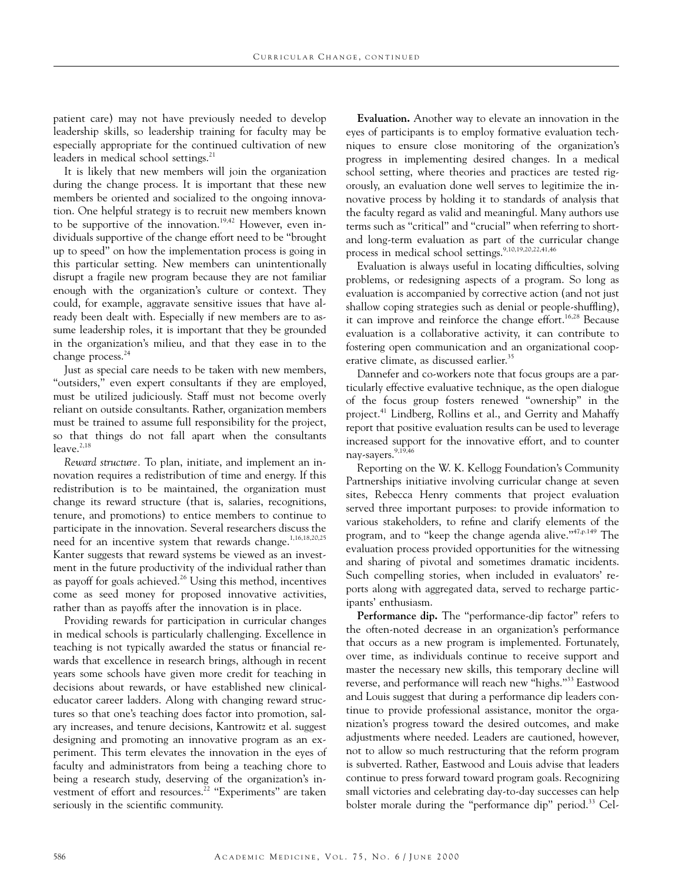patient care) may not have previously needed to develop leadership skills, so leadership training for faculty may be especially appropriate for the continued cultivation of new leaders in medical school settings.[21]

It is likely that new members will join the organization during the change process. It is important that these new members be oriented and socialized to the ongoing innovation. One helpful strategy is to recruit new members known to be supportive of the innovation.[19,42] However, even individuals supportive of the change effort need to be "brought up to speed" on how the implementation process is going in this particular setting. New members can unintentionally disrupt a fragile new program because they are not familiar enough with the organization's culture or context. They could, for example, aggravate sensitive issues that have already been dealt with. Especially if new members are to assume leadership roles, it is important that they be grounded in the organization's milieu, and that they ease in to the change process.[24]

Just as special care needs to be taken with new members, "outsiders," even expert consultants if they are employed, must be utilized judiciously. Staff must not become overly reliant on outside consultants. Rather, organization members must be trained to assume full responsibility for the project, so that things do not fall apart when the consultants leave.[2,18]

*Reward structure.* To plan, initiate, and implement an innovation requires a redistribution of time and energy. If this redistribution is to be maintained, the organization must change its reward structure (that is, salaries, recognitions, tenure, and promotions) to entice members to continue to participate in the innovation. Several researchers discuss the need for an incentive system that rewards change.[1,16,18,20,25] Kanter suggests that reward systems be viewed as an investment in the future productivity of the individual rather than as payoff for goals achieved.[26] Using this method, incentives come as seed money for proposed innovative activities, rather than as payoffs after the innovation is in place.

Providing rewards for participation in curricular changes in medical schools is particularly challenging. Excellence in teaching is not typically awarded the status or financial rewards that excellence in research brings, although in recent years some schools have given more credit for teaching in decisions about rewards, or have established new clinical-educator career ladders. Along with changing reward structures so that one's teaching does factor into promotion, salary increases, and tenure decisions, Kantrowitz et al. suggest designing and promoting an innovative program as an experiment. This term elevates the innovation in the eyes of faculty and administrators from being a teaching chore to being a research study, deserving of the organization's investment of effort and resources.[22] "Experiments" are taken seriously in the scientific community.

**Evaluation.** Another way to elevate an innovation in the eyes of participants is to employ formative evaluation techniques to ensure close monitoring of the organization's progress in implementing desired changes. In a medical school setting, where theories and practices are tested rigorously, an evaluation done well serves to legitimize the innovative process by holding it to standards of analysis that the faculty regard as valid and meaningful. Many authors use terms such as "critical" and "crucial" when referring to short- and long-term evaluation as part of the curricular change process in medical school settings.[9,10,19,20,22,41,46]

Evaluation is always useful in locating difficulties, solving problems, or redesigning aspects of a program. So long as evaluation is accompanied by corrective action (and not just shallow coping strategies such as denial or people-shuffling), it can improve and reinforce the change effort.[16,28] Because evaluation is a collaborative activity, it can contribute to fostering open communication and an organizational cooperative climate, as discussed earlier.[35]

Dannefer and co-workers note that focus groups are a particularly effective evaluative technique, as the open dialogue of the focus group fosters renewed "ownership" in the project.[41] Lindberg, Rollins et al., and Gerrity and Mahaffy report that positive evaluation results can be used to leverage increased support for the innovative effort, and to counter nay-sayers.[9,19,46]

Reporting on the W. K. Kellogg Foundation's Community Partnerships initiative involving curricular change at seven sites, Rebecca Henry comments that project evaluation served three important purposes: to provide information to various stakeholders, to refine and clarify elements of the program, and to "keep the change agenda alive."[47,p.149] The evaluation process provided opportunities for the witnessing and sharing of pivotal and sometimes dramatic incidents. Such compelling stories, when included in evaluators' reports along with aggregated data, served to recharge participants' enthusiasm.

**Performance dip.** The "performance-dip factor" refers to the often-noted decrease in an organization's performance that occurs as a new program is implemented. Fortunately, over time, as individuals continue to receive support and master the necessary new skills, this temporary decline will reverse, and performance will reach new "highs."[33] Eastwood and Louis suggest that during a performance dip leaders continue to provide professional assistance, monitor the organization's progress toward the desired outcomes, and make adjustments where needed. Leaders are cautioned, however, not to allow so much restructuring that the reform program is subverted. Rather, Eastwood and Louis advise that leaders continue to press forward toward program goals. Recognizing small victories and celebrating day-to-day successes can help bolster morale during the "performance dip" period.[33] Cel-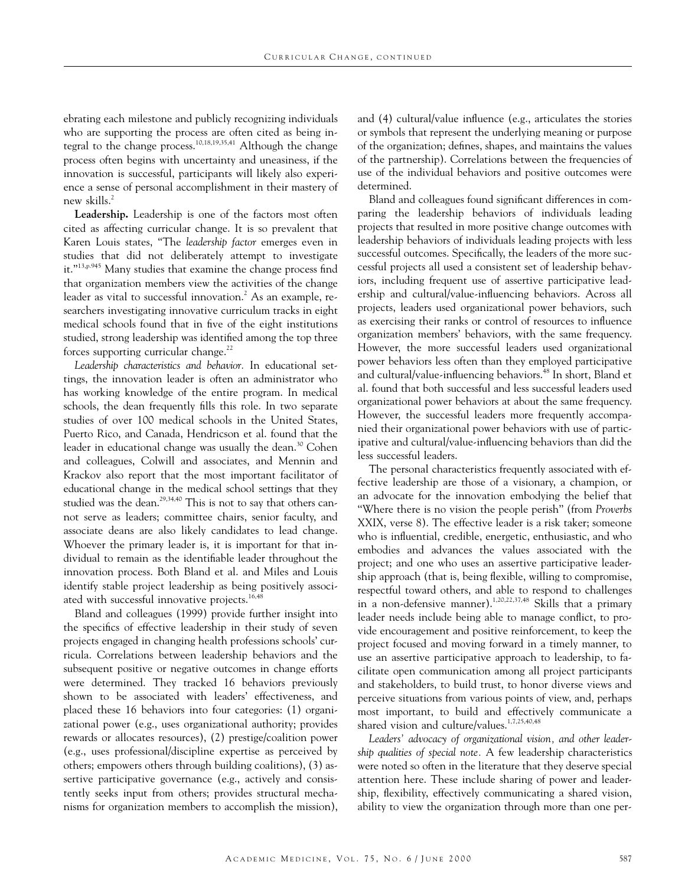ebrating each milestone and publicly recognizing individuals who are supporting the process are often cited as being integral to the change process.[10,18,19,35,41] Although the change process often begins with uncertainty and uneasiness, if the innovation is successful, participants will likely also experience a sense of personal accomplishment in their mastery of new skills.[2]

**Leadership.** Leadership is one of the factors most often cited as affecting curricular change. It is so prevalent that Karen Louis states, "The *leadership factor* emerges even in studies that did not deliberately attempt to investigate it."[13,p.945] Many studies that examine the change process find that organization members view the activities of the change leader as vital to successful innovation.[2] As an example, researchers investigating innovative curriculum tracks in eight medical schools found that in five of the eight institutions studied, strong leadership was identified among the top three forces supporting curricular change.[22]

*Leadership characteristics and behavior.* In educational settings, the innovation leader is often an administrator who has working knowledge of the entire program. In medical schools, the dean frequently fills this role. In two separate studies of over 100 medical schools in the United States, Puerto Rico, and Canada, Hendricson et al. found that the leader in educational change was usually the dean.[30] Cohen and colleagues, Colwill and associates, and Mennin and Krackov also report that the most important facilitator of educational change in the medical school settings that they studied was the dean.[29,34,40] This is not to say that others cannot serve as leaders; committee chairs, senior faculty, and associate deans are also likely candidates to lead change. Whoever the primary leader is, it is important for that individual to remain as the identifiable leader throughout the innovation process. Both Bland et al. and Miles and Louis identify stable project leadership as being positively associated with successful innovative projects.[16,48]

Bland and colleagues (1999) provide further insight into the specifics of effective leadership in their study of seven projects engaged in changing health professions schools' curricula. Correlations between leadership behaviors and the subsequent positive or negative outcomes in change efforts were determined. They tracked 16 behaviors previously shown to be associated with leaders' effectiveness, and placed these 16 behaviors into four categories: (1) organizational power (e.g., uses organizational authority; provides rewards or allocates resources), (2) prestige/coalition power (e.g., uses professional/discipline expertise as perceived by others; empowers others through building coalitions), (3) assertive participative governance (e.g., actively and consistently seeks input from others; provides structural mechanisms for organization members to accomplish the mission), and (4) cultural/value influence (e.g., articulates the stories or symbols that represent the underlying meaning or purpose of the organization; defines, shapes, and maintains the values of the partnership). Correlations between the frequencies of use of the individual behaviors and positive outcomes were determined.

Bland and colleagues found significant differences in comparing the leadership behaviors of individuals leading projects that resulted in more positive change outcomes with leadership behaviors of individuals leading projects with less successful outcomes. Specifically, the leaders of the more successful projects all used a consistent set of leadership behaviors, including frequent use of assertive participative leadership and cultural/value-influencing behaviors. Across all projects, leaders used organizational power behaviors, such as exercising their ranks or control of resources to influence organization members' behaviors, with the same frequency. However, the more successful leaders used organizational power behaviors less often than they employed participative and cultural/value-influencing behaviors.[48] In short, Bland et al. found that both successful and less successful leaders used organizational power behaviors at about the same frequency. However, the successful leaders more frequently accompanied their organizational power behaviors with use of participative and cultural/value-influencing behaviors than did the less successful leaders.

The personal characteristics frequently associated with effective leadership are those of a visionary, a champion, or an advocate for the innovation embodying the belief that "Where there is no vision the people perish" (from *Proverbs* XXIX, verse 8). The effective leader is a risk taker; someone who is influential, credible, energetic, enthusiastic, and who embodies and advances the values associated with the project; and one who uses an assertive participative leadership approach (that is, being flexible, willing to compromise, respectful toward others, and able to respond to challenges in a non-defensive manner).[1,20,22,37,48] Skills that a primary leader needs include being able to manage conflict, to provide encouragement and positive reinforcement, to keep the project focused and moving forward in a timely manner, to use an assertive participative approach to leadership, to facilitate open communication among all project participants and stakeholders, to build trust, to honor diverse views and perceive situations from various points of view, and, perhaps most important, to build and effectively communicate a shared vision and culture/values.[1,7,25,40,48]

*Leaders' advocacy of organizational vision, and other leadership qualities of special note.* A few leadership characteristics were noted so often in the literature that they deserve special attention here. These include sharing of power and leadership, flexibility, effectively communicating a shared vision, ability to view the organization through more than one per-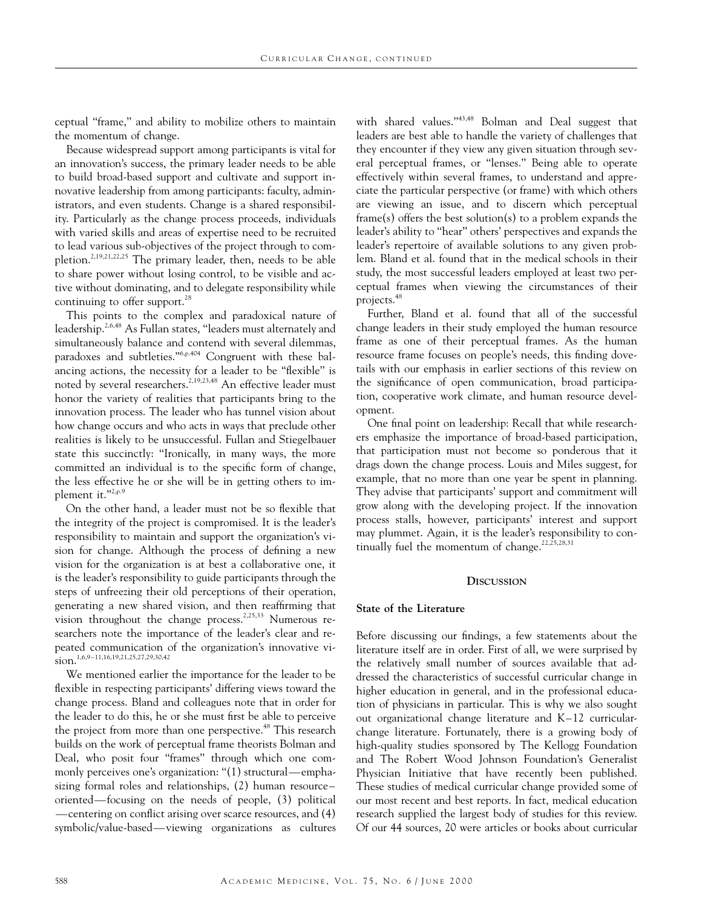ceptual "frame," and ability to mobilize others to maintain the momentum of change.

Because widespread support among participants is vital for an innovation's success, the primary leader needs to be able to build broad-based support and cultivate and support innovative leadership from among participants: faculty, administrators, and even students. Change is a shared responsibility. Particularly as the change process proceeds, individuals with varied skills and areas of expertise need to be recruited to lead various sub-objectives of the project through to completion.[2,19,21,22,25] The primary leader, then, needs to be able to share power without losing control, to be visible and active without dominating, and to delegate responsibility while continuing to offer support.[28]

This points to the complex and paradoxical nature of leadership.[2,6,48] As Fullan states, "leaders must alternately and simultaneously balance and contend with several dilemmas, paradoxes and subtleties."[6,p.404] Congruent with these balancing actions, the necessity for a leader to be "flexible" is noted by several researchers.[2,19,23,48] An effective leader must honor the variety of realities that participants bring to the innovation process. The leader who has tunnel vision about how change occurs and who acts in ways that preclude other realities is likely to be unsuccessful. Fullan and Stiegelbauer state this succinctly: "Ironically, in many ways, the more committed an individual is to the specific form of change, the less effective he or she will be in getting others to implement it."[2,p.9]

On the other hand, a leader must not be so flexible that the integrity of the project is compromised. It is the leader's responsibility to maintain and support the organization's vision for change. Although the process of defining a new vision for the organization is at best a collaborative one, it is the leader's responsibility to guide participants through the steps of unfreezing their old perceptions of their operation, generating a new shared vision, and then reaffirming that vision throughout the change process.[2,25,33] Numerous researchers note the importance of the leader's clear and repeated communication of the organization's innovative vision.[1,6,9–11,16,19,21,25,27,29,30,42]

We mentioned earlier the importance for the leader to be flexible in respecting participants' differing views toward the change process. Bland and colleagues note that in order for the leader to do this, he or she must first be able to perceive the project from more than one perspective.[48] This research builds on the work of perceptual frame theorists Bolman and Deal, who posit four "frames" through which one commonly perceives one's organization: "(1) structural—emphasizing formal roles and relationships, (2) human resource–oriented—focusing on the needs of people, (3) political—centering on conflict arising over scarce resources, and (4) symbolic/value-based—viewing organizations as cultures with shared values."[43,48] Bolman and Deal suggest that leaders are best able to handle the variety of challenges that they encounter if they view any given situation through several perceptual frames, or "lenses." Being able to operate effectively within several frames, to understand and appreciate the particular perspective (or frame) with which others are viewing an issue, and to discern which perceptual frame(s) offers the best solution(s) to a problem expands the leader's ability to "hear" others' perspectives and expands the leader's repertoire of available solutions to any given problem. Bland et al. found that in the medical schools in their study, the most successful leaders employed at least two perceptual frames when viewing the circumstances of their projects.[48]

Further, Bland et al. found that all of the successful change leaders in their study employed the human resource frame as one of their perceptual frames. As the human resource frame focuses on people's needs, this finding dovetails with our emphasis in earlier sections of this review on the significance of open communication, broad participation, cooperative work climate, and human resource development.

One final point on leadership: Recall that while researchers emphasize the importance of broad-based participation, that participation must not become so ponderous that it drags down the change process. Louis and Miles suggest, for example, that no more than one year be spent in planning. They advise that participants' support and commitment will grow along with the developing project. If the innovation process stalls, however, participants' interest and support may plummet. Again, it is the leader's responsibility to continually fuel the momentum of change.[22,25,28,31]

## Discussion

### State of the Literature

Before discussing our findings, a few statements about the literature itself are in order. First of all, we were surprised by the relatively small number of sources available that addressed the characteristics of successful curricular change in higher education in general, and in the professional education of physicians in particular. This is why we also sought out organizational change literature and K–12 curricular-change literature. Fortunately, there is a growing body of high-quality studies sponsored by The Kellogg Foundation and The Robert Wood Johnson Foundation's Generalist Physician Initiative that have recently been published. These studies of medical curricular change provided some of our most recent and best reports. In fact, medical education research supplied the largest body of studies for this review. Of our 44 sources, 20 were articles or books about curricular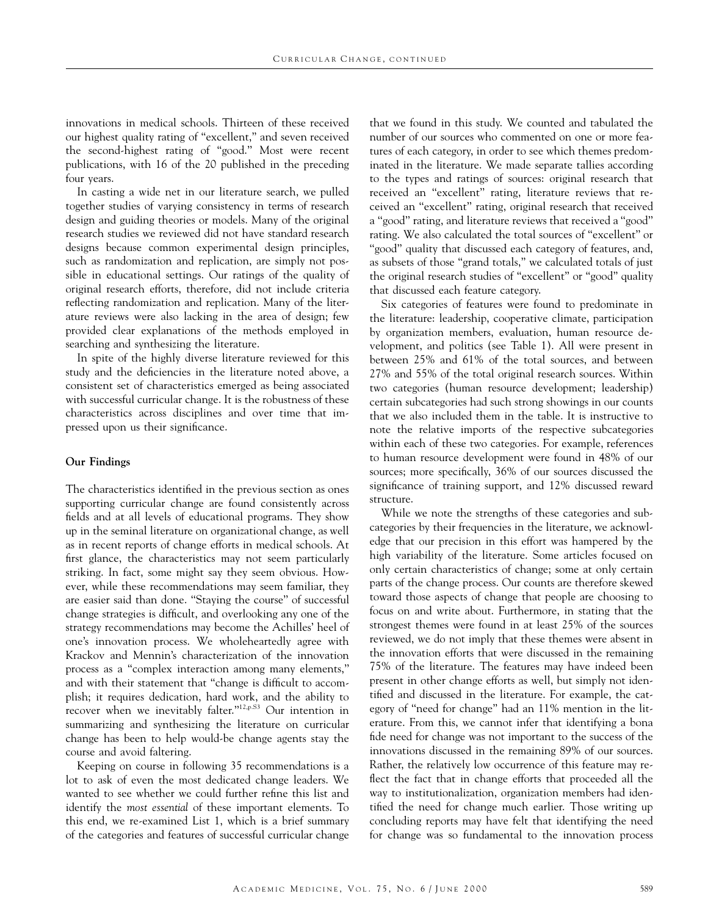innovations in medical schools. Thirteen of these received our highest quality rating of "excellent," and seven received the second-highest rating of "good." Most were recent publications, with 16 of the 20 published in the preceding four years.

In casting a wide net in our literature search, we pulled together studies of varying consistency in terms of research design and guiding theories or models. Many of the original research studies we reviewed did not have standard research designs because common experimental design principles, such as randomization and replication, are simply not possible in educational settings. Our ratings of the quality of original research efforts, therefore, did not include criteria reflecting randomization and replication. Many of the literature reviews were also lacking in the area of design; few provided clear explanations of the methods employed in searching and synthesizing the literature.

In spite of the highly diverse literature reviewed for this study and the deficiencies in the literature noted above, a consistent set of characteristics emerged as being associated with successful curricular change. It is the robustness of these characteristics across disciplines and over time that impressed upon us their significance.

### Our Findings

The characteristics identified in the previous section as ones supporting curricular change are found consistently across fields and at all levels of educational programs. They show up in the seminal literature on organizational change, as well as in recent reports of change efforts in medical schools. At first glance, the characteristics may not seem particularly striking. In fact, some might say they seem obvious. However, while these recommendations may seem familiar, they are easier said than done. "Staying the course" of successful change strategies is difficult, and overlooking any one of the strategy recommendations may become the Achilles' heel of one's innovation process. We wholeheartedly agree with Krackov and Mennin's characterization of the innovation process as a "complex interaction among many elements," and with their statement that "change is difficult to accomplish; it requires dedication, hard work, and the ability to recover when we inevitably falter."[12,p.S3] Our intention in summarizing and synthesizing the literature on curricular change has been to help would-be change agents stay the course and avoid faltering.

Keeping on course in following 35 recommendations is a lot to ask of even the most dedicated change leaders. We wanted to see whether we could further refine this list and identify the *most essential* of these important elements. To this end, we re-examined List 1, which is a brief summary of the categories and features of successful curricular change that we found in this study. We counted and tabulated the number of our sources who commented on one or more features of each category, in order to see which themes predominated in the literature. We made separate tallies according to the types and ratings of sources: original research that received an "excellent" rating, literature reviews that received an "excellent" rating, original research that received a "good" rating, and literature reviews that received a "good" rating. We also calculated the total sources of "excellent" or "good" quality that discussed each category of features, and, as subsets of those "grand totals," we calculated totals of just the original research studies of "excellent" or "good" quality that discussed each feature category.

Six categories of features were found to predominate in the literature: leadership, cooperative climate, participation by organization members, evaluation, human resource development, and politics (see Table 1). All were present in between 25% and 61% of the total sources, and between 27% and 55% of the total original research sources. Within two categories (human resource development; leadership) certain subcategories had such strong showings in our counts that we also included them in the table. It is instructive to note the relative imports of the respective subcategories within each of these two categories. For example, references to human resource development were found in 48% of our sources; more specifically, 36% of our sources discussed the significance of training support, and 12% discussed reward structure.

While we note the strengths of these categories and subcategories by their frequencies in the literature, we acknowledge that our precision in this effort was hampered by the high variability of the literature. Some articles focused on only certain characteristics of change; some at only certain parts of the change process. Our counts are therefore skewed toward those aspects of change that people are choosing to focus on and write about. Furthermore, in stating that the strongest themes were found in at least 25% of the sources reviewed, we do not imply that these themes were absent in the innovation efforts that were discussed in the remaining 75% of the literature. The features may have indeed been present in other change efforts as well, but simply not identified and discussed in the literature. For example, the category of "need for change" had an 11% mention in the literature. From this, we cannot infer that identifying a bona fide need for change was not important to the success of the innovations discussed in the remaining 89% of our sources. Rather, the relatively low occurrence of this feature may reflect the fact that in change efforts that proceeded all the way to institutionalization, organization members had identified the need for change much earlier. Those writing up concluding reports may have felt that identifying the need for change was so fundamental to the innovation process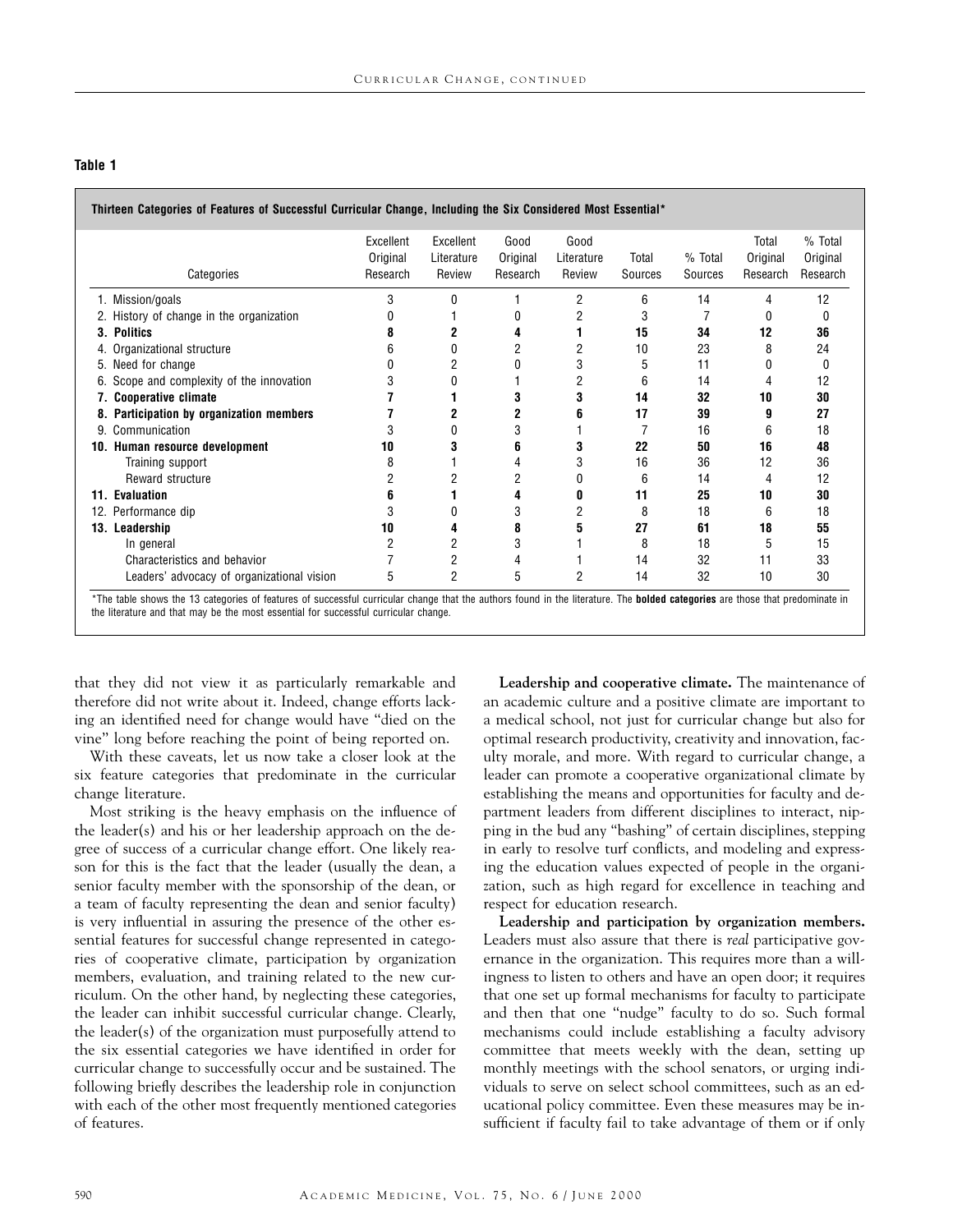**Table 1**

**Thirteen Categories of Features of Successful Curricular Change, Including the Six Considered Most Essential***

| Categories | Excellent Original Research | Excellent Literature Review | Good Original Research | Good Literature Review | Total Sources | % Total Sources | Total Original Research | % Total Original Research |
|---|---|---|---|---|---|---|---|---|
| 1. Mission/goals | 3 | 0 | 1 | 2 | 6 | 14 | 4 | 12 |
| 2. History of change in the organization | 0 | 1 | 0 | 2 | 3 | 7 | 0 | 0 |
| **3. Politics** | **8** | **2** | **4** | **1** | **15** | **34** | **12** | **36** |
| 4. Organizational structure | 6 | 0 | 2 | 2 | 10 | 23 | 8 | 24 |
| 5. Need for change | 0 | 2 | 0 | 3 | 5 | 11 | 0 | 0 |
| 6. Scope and complexity of the innovation | 3 | 0 | 1 | 2 | 6 | 14 | 4 | 12 |
| **7. Cooperative climate** | **7** | **1** | **3** | **3** | **14** | **32** | **10** | **30** |
| **8. Participation by organization members** | **7** | **2** | **2** | **6** | **17** | **39** | **9** | **27** |
| 9. Communication | 3 | 0 | 3 | 1 | 7 | 16 | 6 | 18 |
| **10. Human resource development** | **10** | **3** | **6** | **3** | **22** | **50** | **16** | **48** |
| Training support | 8 | 1 | 4 | 3 | 16 | 36 | 12 | 36 |
| Reward structure | 2 | 2 | 2 | 0 | 6 | 14 | 4 | 12 |
| **11. Evaluation** | **6** | **1** | **4** | **0** | **11** | **25** | **10** | **30** |
| 12. Performance dip | 3 | 0 | 3 | 2 | 8 | 18 | 6 | 18 |
| **13. Leadership** | **10** | **4** | **8** | **5** | **27** | **61** | **18** | **55** |
| In general | 2 | 2 | 3 | 1 | 8 | 18 | 5 | 15 |
| Characteristics and behavior | 7 | 2 | 4 | 1 | 14 | 32 | 11 | 33 |
| Leaders' advocacy of organizational vision | 5 | 2 | 5 | 2 | 14 | 32 | 10 | 30 |

*The table shows the 13 categories of features of successful curricular change that the authors found in the literature. The **bolded categories** are those that predominate in the literature and that may be the most essential for successful curricular change.

that they did not view it as particularly remarkable and therefore did not write about it. Indeed, change efforts lacking an identified need for change would have "died on the vine" long before reaching the point of being reported on.

With these caveats, let us now take a closer look at the six feature categories that predominate in the curricular change literature.

Most striking is the heavy emphasis on the influence of the leader(s) and his or her leadership approach on the degree of success of a curricular change effort. One likely reason for this is the fact that the leader (usually the dean, a senior faculty member with the sponsorship of the dean, or a team of faculty representing the dean and senior faculty) is very influential in assuring the presence of the other essential features for successful change represented in categories of cooperative climate, participation by organization members, evaluation, and training related to the new curriculum. On the other hand, by neglecting these categories, the leader can inhibit successful curricular change. Clearly, the leader(s) of the organization must purposefully attend to the six essential categories we have identified in order for curricular change to successfully occur and be sustained. The following briefly describes the leadership role in conjunction with each of the other most frequently mentioned categories of features.

**Leadership and cooperative climate.** The maintenance of an academic culture and a positive climate are important to a medical school, not just for curricular change but also for optimal research productivity, creativity and innovation, faculty morale, and more. With regard to curricular change, a leader can promote a cooperative organizational climate by establishing the means and opportunities for faculty and department leaders from different disciplines to interact, nipping in the bud any "bashing" of certain disciplines, stepping in early to resolve turf conflicts, and modeling and expressing the education values expected of people in the organization, such as high regard for excellence in teaching and respect for education research.

**Leadership and participation by organization members.** Leaders must also assure that there is *real* participative governance in the organization. This requires more than a willingness to listen to others and have an open door; it requires that one set up formal mechanisms for faculty to participate and then that one "nudge" faculty to do so. Such formal mechanisms could include establishing a faculty advisory committee that meets weekly with the dean, setting up monthly meetings with the school senators, or urging individuals to serve on select school committees, such as an educational policy committee. Even these measures may be insufficient if faculty fail to take advantage of them or if only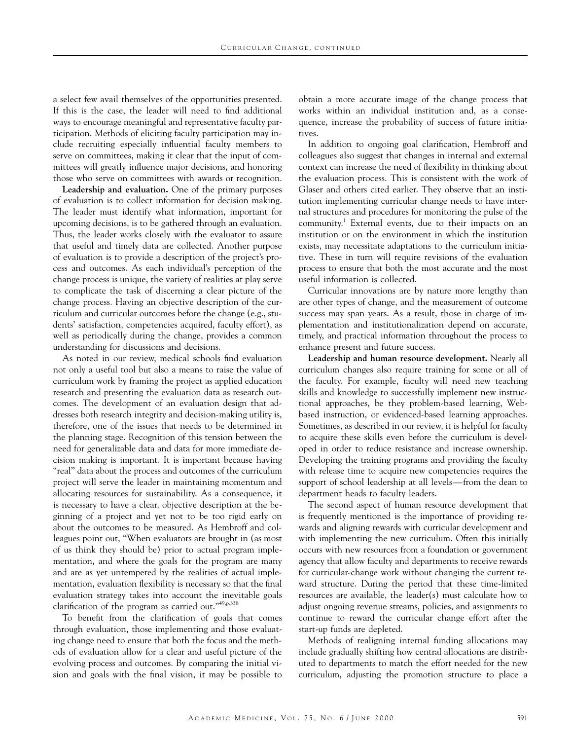a select few avail themselves of the opportunities presented. If this is the case, the leader will need to find additional ways to encourage meaningful and representative faculty participation. Methods of eliciting faculty participation may include recruiting especially influential faculty members to serve on committees, making it clear that the input of committees will greatly influence major decisions, and honoring those who serve on committees with awards or recognition.

**Leadership and evaluation.** One of the primary purposes of evaluation is to collect information for decision making. The leader must identify what information, important for upcoming decisions, is to be gathered through an evaluation. Thus, the leader works closely with the evaluator to assure that useful and timely data are collected. Another purpose of evaluation is to provide a description of the project's process and outcomes. As each individual's perception of the change process is unique, the variety of realities at play serve to complicate the task of discerning a clear picture of the change process. Having an objective description of the curriculum and curricular outcomes before the change (e.g., students' satisfaction, competencies acquired, faculty effort), as well as periodically during the change, provides a common understanding for discussions and decisions.

As noted in our review, medical schools find evaluation not only a useful tool but also a means to raise the value of curriculum work by framing the project as applied education research and presenting the evaluation data as research outcomes. The development of an evaluation design that addresses both research integrity and decision-making utility is, therefore, one of the issues that needs to be determined in the planning stage. Recognition of this tension between the need for generalizable data and data for more immediate decision making is important. It is important because having "real" data about the process and outcomes of the curriculum project will serve the leader in maintaining momentum and allocating resources for sustainability. As a consequence, it is necessary to have a clear, objective description at the beginning of a project and yet not to be too rigid early on about the outcomes to be measured. As Hembroff and colleagues point out, "When evaluators are brought in (as most of us think they should be) prior to actual program implementation, and where the goals for the program are many and are as yet untempered by the realities of actual implementation, evaluation flexibility is necessary so that the final evaluation strategy takes into account the inevitable goals clarification of the program as carried out."[49,p.338]

To benefit from the clarification of goals that comes through evaluation, those implementing and those evaluating change need to ensure that both the focus and the methods of evaluation allow for a clear and useful picture of the evolving process and outcomes. By comparing the initial vision and goals with the final vision, it may be possible to obtain a more accurate image of the change process that works within an individual institution and, as a consequence, increase the probability of success of future initiatives.

In addition to ongoing goal clarification, Hembroff and colleagues also suggest that changes in internal and external context can increase the need of flexibility in thinking about the evaluation process. This is consistent with the work of Glaser and others cited earlier. They observe that an institution implementing curricular change needs to have internal structures and procedures for monitoring the pulse of the community.[1] External events, due to their impacts on an institution or on the environment in which the institution exists, may necessitate adaptations to the curriculum initiative. These in turn will require revisions of the evaluation process to ensure that both the most accurate and the most useful information is collected.

Curricular innovations are by nature more lengthy than are other types of change, and the measurement of outcome success may span years. As a result, those in charge of implementation and institutionalization depend on accurate, timely, and practical information throughout the process to enhance present and future success.

**Leadership and human resource development.** Nearly all curriculum changes also require training for some or all of the faculty. For example, faculty will need new teaching skills and knowledge to successfully implement new instructional approaches, be they problem-based learning, Web-based instruction, or evidenced-based learning approaches. Sometimes, as described in our review, it is helpful for faculty to acquire these skills even before the curriculum is developed in order to reduce resistance and increase ownership. Developing the training programs and providing the faculty with release time to acquire new competencies requires the support of school leadership at all levels—from the dean to department heads to faculty leaders.

The second aspect of human resource development that is frequently mentioned is the importance of providing rewards and aligning rewards with curricular development and with implementing the new curriculum. Often this initially occurs with new resources from a foundation or government agency that allow faculty and departments to receive rewards for curricular-change work without changing the current reward structure. During the period that these time-limited resources are available, the leader(s) must calculate how to adjust ongoing revenue streams, policies, and assignments to continue to reward the curricular change effort after the start-up funds are depleted.

Methods of realigning internal funding allocations may include gradually shifting how central allocations are distributed to departments to match the effort needed for the new curriculum, adjusting the promotion structure to place a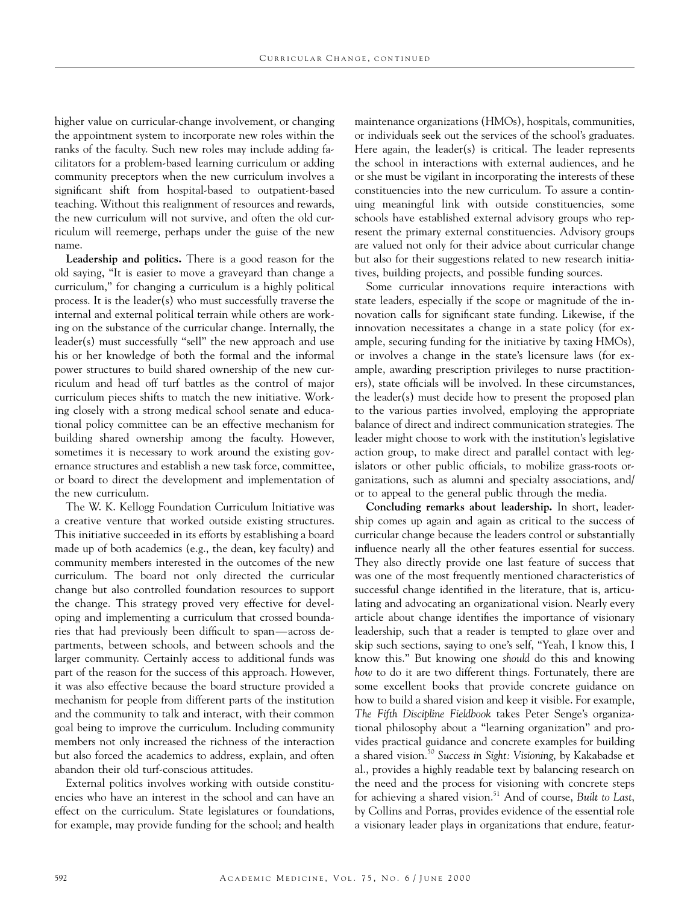higher value on curricular-change involvement, or changing the appointment system to incorporate new roles within the ranks of the faculty. Such new roles may include adding facilitators for a problem-based learning curriculum or adding community preceptors when the new curriculum involves a significant shift from hospital-based to outpatient-based teaching. Without this realignment of resources and rewards, the new curriculum will not survive, and often the old curriculum will reemerge, perhaps under the guise of the new name.

**Leadership and politics.** There is a good reason for the old saying, "It is easier to move a graveyard than change a curriculum," for changing a curriculum is a highly political process. It is the leader(s) who must successfully traverse the internal and external political terrain while others are working on the substance of the curricular change. Internally, the leader(s) must successfully "sell" the new approach and use his or her knowledge of both the formal and the informal power structures to build shared ownership of the new curriculum and head off turf battles as the control of major curriculum pieces shifts to match the new initiative. Working closely with a strong medical school senate and educational policy committee can be an effective mechanism for building shared ownership among the faculty. However, sometimes it is necessary to work around the existing governance structures and establish a new task force, committee, or board to direct the development and implementation of the new curriculum.

The W. K. Kellogg Foundation Curriculum Initiative was a creative venture that worked outside existing structures. This initiative succeeded in its efforts by establishing a board made up of both academics (e.g., the dean, key faculty) and community members interested in the outcomes of the new curriculum. The board not only directed the curricular change but also controlled foundation resources to support the change. This strategy proved very effective for developing and implementing a curriculum that crossed boundaries that had previously been difficult to span—across departments, between schools, and between schools and the larger community. Certainly access to additional funds was part of the reason for the success of this approach. However, it was also effective because the board structure provided a mechanism for people from different parts of the institution and the community to talk and interact, with their common goal being to improve the curriculum. Including community members not only increased the richness of the interaction but also forced the academics to address, explain, and often abandon their old turf-conscious attitudes.

External politics involves working with outside constituencies who have an interest in the school and can have an effect on the curriculum. State legislatures or foundations, for example, may provide funding for the school; and health maintenance organizations (HMOs), hospitals, communities, or individuals seek out the services of the school's graduates. Here again, the leader(s) is critical. The leader represents the school in interactions with external audiences, and he or she must be vigilant in incorporating the interests of these constituencies into the new curriculum. To assure a continuing meaningful link with outside constituencies, some schools have established external advisory groups who represent the primary external constituencies. Advisory groups are valued not only for their advice about curricular change but also for their suggestions related to new research initiatives, building projects, and possible funding sources.

Some curricular innovations require interactions with state leaders, especially if the scope or magnitude of the innovation calls for significant state funding. Likewise, if the innovation necessitates a change in a state policy (for example, securing funding for the initiative by taxing HMOs), or involves a change in the state's licensure laws (for example, awarding prescription privileges to nurse practitioners), state officials will be involved. In these circumstances, the leader(s) must decide how to present the proposed plan to the various parties involved, employing the appropriate balance of direct and indirect communication strategies. The leader might choose to work with the institution's legislative action group, to make direct and parallel contact with legislators or other public officials, to mobilize grass-roots organizations, such as alumni and specialty associations, and/or to appeal to the general public through the media.

**Concluding remarks about leadership.** In short, leadership comes up again and again as critical to the success of curricular change because the leaders control or substantially influence nearly all the other features essential for success. They also directly provide one last feature of success that was one of the most frequently mentioned characteristics of successful change identified in the literature, that is, articulating and advocating an organizational vision. Nearly every article about change identifies the importance of visionary leadership, such that a reader is tempted to glaze over and skip such sections, saying to one's self, "Yeah, I know this, I know this." But knowing one *should* do this and knowing *how* to do it are two different things. Fortunately, there are some excellent books that provide concrete guidance on how to build a shared vision and keep it visible. For example, *The Fifth Discipline Fieldbook* takes Peter Senge's organizational philosophy about a "learning organization" and provides practical guidance and concrete examples for building a shared vision.[50] *Success in Sight: Visioning*, by Kakabadse et al., provides a highly readable text by balancing research on the need and the process for visioning with concrete steps for achieving a shared vision.[51] And of course, *Built to Last*, by Collins and Porras, provides evidence of the essential role a visionary leader plays in organizations that endure, featur-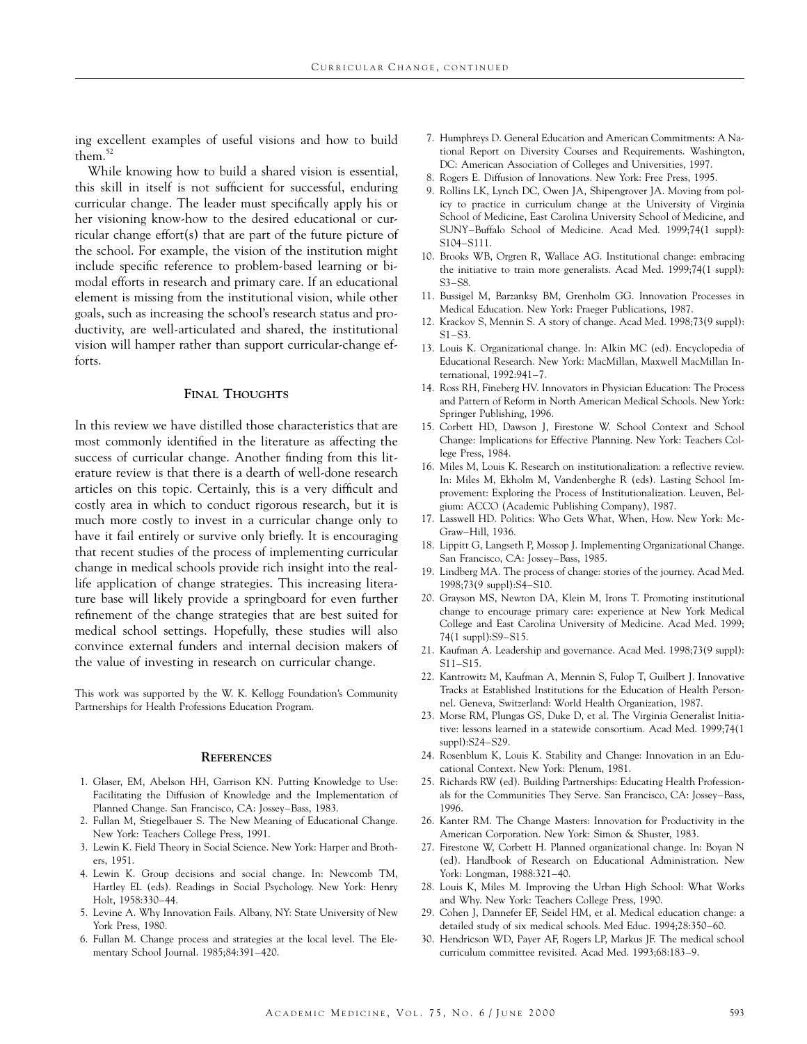ing excellent examples of useful visions and how to build them.[52]

While knowing how to build a shared vision is essential, this skill in itself is not sufficient for successful, enduring curricular change. The leader must specifically apply his or her visioning know-how to the desired educational or curricular change effort(s) that are part of the future picture of the school. For example, the vision of the institution might include specific reference to problem-based learning or bimodal efforts in research and primary care. If an educational element is missing from the institutional vision, while other goals, such as increasing the school's research status and productivity, are well-articulated and shared, the institutional vision will hamper rather than support curricular-change efforts.

## FINAL THOUGHTS

In this review we have distilled those characteristics that are most commonly identified in the literature as affecting the success of curricular change. Another finding from this literature review is that there is a dearth of well-done research articles on this topic. Certainly, this is a very difficult and costly area in which to conduct rigorous research, but it is much more costly to invest in a curricular change only to have it fail entirely or survive only briefly. It is encouraging that recent studies of the process of implementing curricular change in medical schools provide rich insight into the real-life application of change strategies. This increasing literature base will likely provide a springboard for even further refinement of the change strategies that are best suited for medical school settings. Hopefully, these studies will also convince external funders and internal decision makers of the value of investing in research on curricular change.

This work was supported by the W. K. Kellogg Foundation's Community Partnerships for Health Professions Education Program.

## REFERENCES

1. Glaser, EM, Abelson HH, Garrison KN. Putting Knowledge to Use: Facilitating the Diffusion of Knowledge and the Implementation of Planned Change. San Francisco, CA: Jossey–Bass, 1983.
2. Fullan M, Stiegelbauer S. The New Meaning of Educational Change. New York: Teachers College Press, 1991.
3. Lewin K. Field Theory in Social Science. New York: Harper and Brothers, 1951.
4. Lewin K. Group decisions and social change. In: Newcomb TM, Hartley EL (eds). Readings in Social Psychology. New York: Henry Holt, 1958:330–44.
5. Levine A. Why Innovation Fails. Albany, NY: State University of New York Press, 1980.
6. Fullan M. Change process and strategies at the local level. The Elementary School Journal. 1985;84:391–420.
7. Humphreys D. General Education and American Commitments: A National Report on Diversity Courses and Requirements. Washington, DC: American Association of Colleges and Universities, 1997.
8. Rogers E. Diffusion of Innovations. New York: Free Press, 1995.
9. Rollins LK, Lynch DC, Owen JA, Shipengrover JA. Moving from policy to practice in curriculum change at the University of Virginia School of Medicine, East Carolina University School of Medicine, and SUNY–Buffalo School of Medicine. Acad Med. 1999;74(1 suppl): S104–S111.
10. Brooks WB, Orgren R, Wallace AG. Institutional change: embracing the initiative to train more generalists. Acad Med. 1999;74(1 suppl): S3–S8.
11. Bussigel M, Barzanksy BM, Grenholm GG. Innovation Processes in Medical Education. New York: Praeger Publications, 1987.
12. Krackov S, Mennin S. A story of change. Acad Med. 1998;73(9 suppl): S1–S3.
13. Louis K. Organizational change. In: Alkin MC (ed). Encyclopedia of Educational Research. New York: MacMillan, Maxwell MacMillan International, 1992:941–7.
14. Ross RH, Fineberg HV. Innovators in Physician Education: The Process and Pattern of Reform in North American Medical Schools. New York: Springer Publishing, 1996.
15. Corbett HD, Dawson J, Firestone W. School Context and School Change: Implications for Effective Planning. New York: Teachers College Press, 1984.
16. Miles M, Louis K. Research on institutionalization: a reflective review. In: Miles M, Ekholm M, Vandenberghe R (eds). Lasting School Improvement: Exploring the Process of Institutionalization. Leuven, Belgium: ACCO (Academic Publishing Company), 1987.
17. Lasswell HD. Politics: Who Gets What, When, How. New York: McGraw–Hill, 1936.
18. Lippitt G, Langseth P, Mossop J. Implementing Organizational Change. San Francisco, CA: Jossey–Bass, 1985.
19. Lindberg MA. The process of change: stories of the journey. Acad Med. 1998;73(9 suppl):S4–S10.
20. Grayson MS, Newton DA, Klein M, Irons T. Promoting institutional change to encourage primary care: experience at New York Medical College and East Carolina University of Medicine. Acad Med. 1999; 74(1 suppl):S9–S15.
21. Kaufman A. Leadership and governance. Acad Med. 1998;73(9 suppl): S11–S15.
22. Kantrowitz M, Kaufman A, Mennin S, Fulop T, Guilbert J. Innovative Tracks at Established Institutions for the Education of Health Personnel. Geneva, Switzerland: World Health Organization, 1987.
23. Morse RM, Plungas GS, Duke D, et al. The Virginia Generalist Initiative: lessons learned in a statewide consortium. Acad Med. 1999;74(1 suppl):S24–S29.
24. Rosenblum K, Louis K. Stability and Change: Innovation in an Educational Context. New York: Plenum, 1981.
25. Richards RW (ed). Building Partnerships: Educating Health Professionals for the Communities They Serve. San Francisco, CA: Jossey–Bass, 1996.
26. Kanter RM. The Change Masters: Innovation for Productivity in the American Corporation. New York: Simon & Shuster, 1983.
27. Firestone W, Corbett H. Planned organizational change. In: Boyan N (ed). Handbook of Research on Educational Administration. New York: Longman, 1988:321–40.
28. Louis K, Miles M. Improving the Urban High School: What Works and Why. New York: Teachers College Press, 1990.
29. Cohen J, Dannefer EF, Seidel HM, et al. Medical education change: a detailed study of six medical schools. Med Educ. 1994;28:350–60.
30. Hendricson WD, Payer AF, Rogers LP, Markus JF. The medical school curriculum committee revisited. Acad Med. 1993;68:183–9.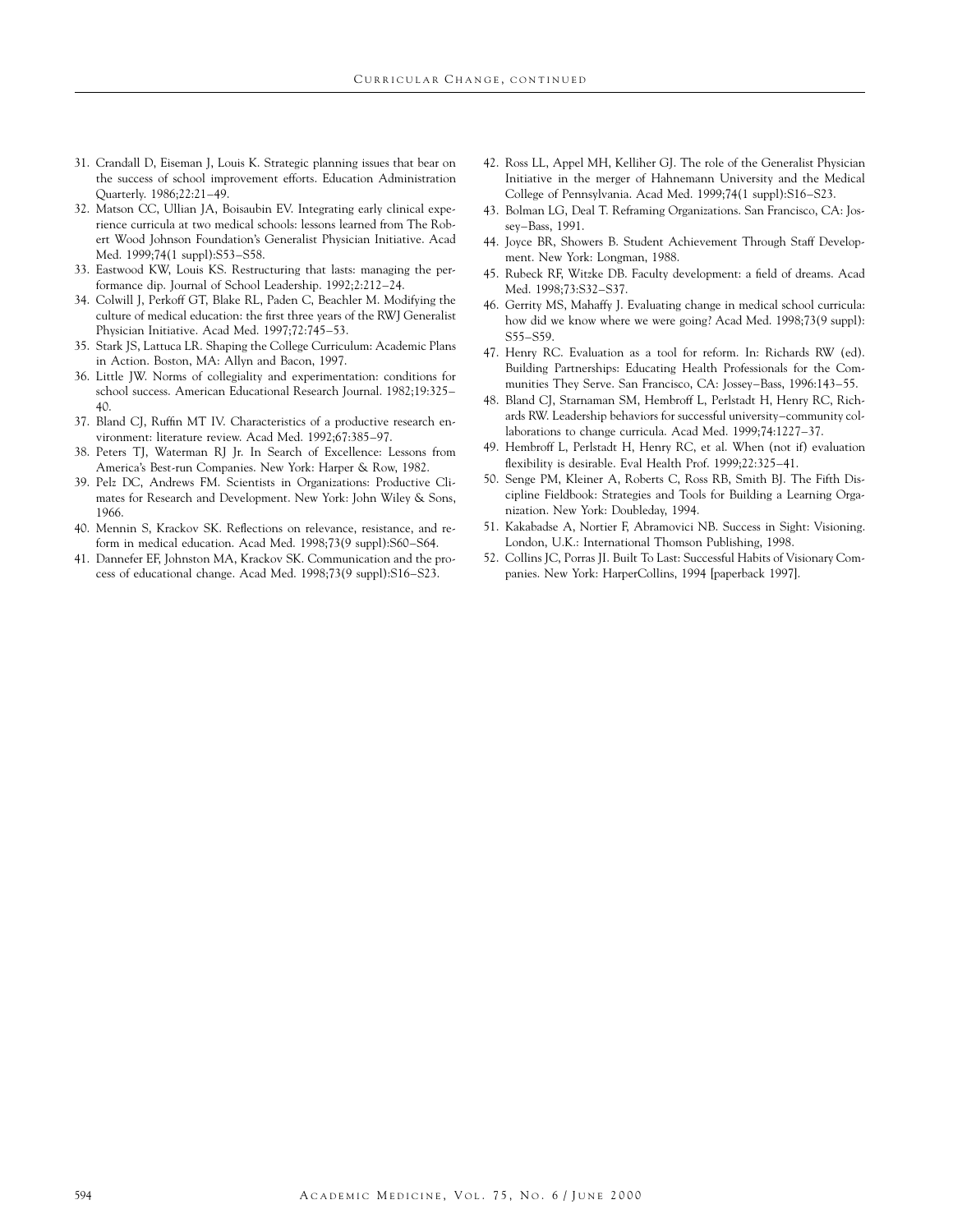31. Crandall D, Eiseman J, Louis K. Strategic planning issues that bear on the success of school improvement efforts. Education Administration Quarterly. 1986;22:21–49.
32. Matson CC, Ullian JA, Boisaubin EV. Integrating early clinical experience curricula at two medical schools: lessons learned from The Robert Wood Johnson Foundation's Generalist Physician Initiative. Acad Med. 1999;74(1 suppl):S53–S58.
33. Eastwood KW, Louis KS. Restructuring that lasts: managing the performance dip. Journal of School Leadership. 1992;2:212–24.
34. Colwill J, Perkoff GT, Blake RL, Paden C, Beachler M. Modifying the culture of medical education: the first three years of the RWJ Generalist Physician Initiative. Acad Med. 1997;72:745–53.
35. Stark JS, Lattuca LR. Shaping the College Curriculum: Academic Plans in Action. Boston, MA: Allyn and Bacon, 1997.
36. Little JW. Norms of collegiality and experimentation: conditions for school success. American Educational Research Journal. 1982;19:325–40.
37. Bland CJ, Ruffin MT IV. Characteristics of a productive research environment: literature review. Acad Med. 1992;67:385–97.
38. Peters TJ, Waterman RJ Jr. In Search of Excellence: Lessons from America's Best-run Companies. New York: Harper & Row, 1982.
39. Pelz DC, Andrews FM. Scientists in Organizations: Productive Climates for Research and Development. New York: John Wiley & Sons, 1966.
40. Mennin S, Krackov SK. Reflections on relevance, resistance, and reform in medical education. Acad Med. 1998;73(9 suppl):S60–S64.
41. Dannefer EF, Johnston MA, Krackov SK. Communication and the process of educational change. Acad Med. 1998;73(9 suppl):S16–S23.
42. Ross LL, Appel MH, Kelliher GJ. The role of the Generalist Physician Initiative in the merger of Hahnemann University and the Medical College of Pennsylvania. Acad Med. 1999;74(1 suppl):S16–S23.
43. Bolman LG, Deal T. Reframing Organizations. San Francisco, CA: Jossey–Bass, 1991.
44. Joyce BR, Showers B. Student Achievement Through Staff Development. New York: Longman, 1988.
45. Rubeck RF, Witzke DB. Faculty development: a field of dreams. Acad Med. 1998;73:S32–S37.
46. Gerrity MS, Mahaffy J. Evaluating change in medical school curricula: how did we know where we were going? Acad Med. 1998;73(9 suppl): S55–S59.
47. Henry RC. Evaluation as a tool for reform. In: Richards RW (ed). Building Partnerships: Educating Health Professionals for the Communities They Serve. San Francisco, CA: Jossey–Bass, 1996:143–55.
48. Bland CJ, Starnaman SM, Hembroff L, Perlstadt H, Henry RC, Richards RW. Leadership behaviors for successful university–community collaborations to change curricula. Acad Med. 1999;74:1227–37.
49. Hembroff L, Perlstadt H, Henry RC, et al. When (not if) evaluation flexibility is desirable. Eval Health Prof. 1999;22:325–41.
50. Senge PM, Kleiner A, Roberts C, Ross RB, Smith BJ. The Fifth Discipline Fieldbook: Strategies and Tools for Building a Learning Organization. New York: Doubleday, 1994.
51. Kakabadse A, Nortier F, Abramovici NB. Success in Sight: Visioning. London, U.K.: International Thomson Publishing, 1998.
52. Collins JC, Porras JI. Built To Last: Successful Habits of Visionary Companies. New York: HarperCollins, 1994 [paperback 1997].